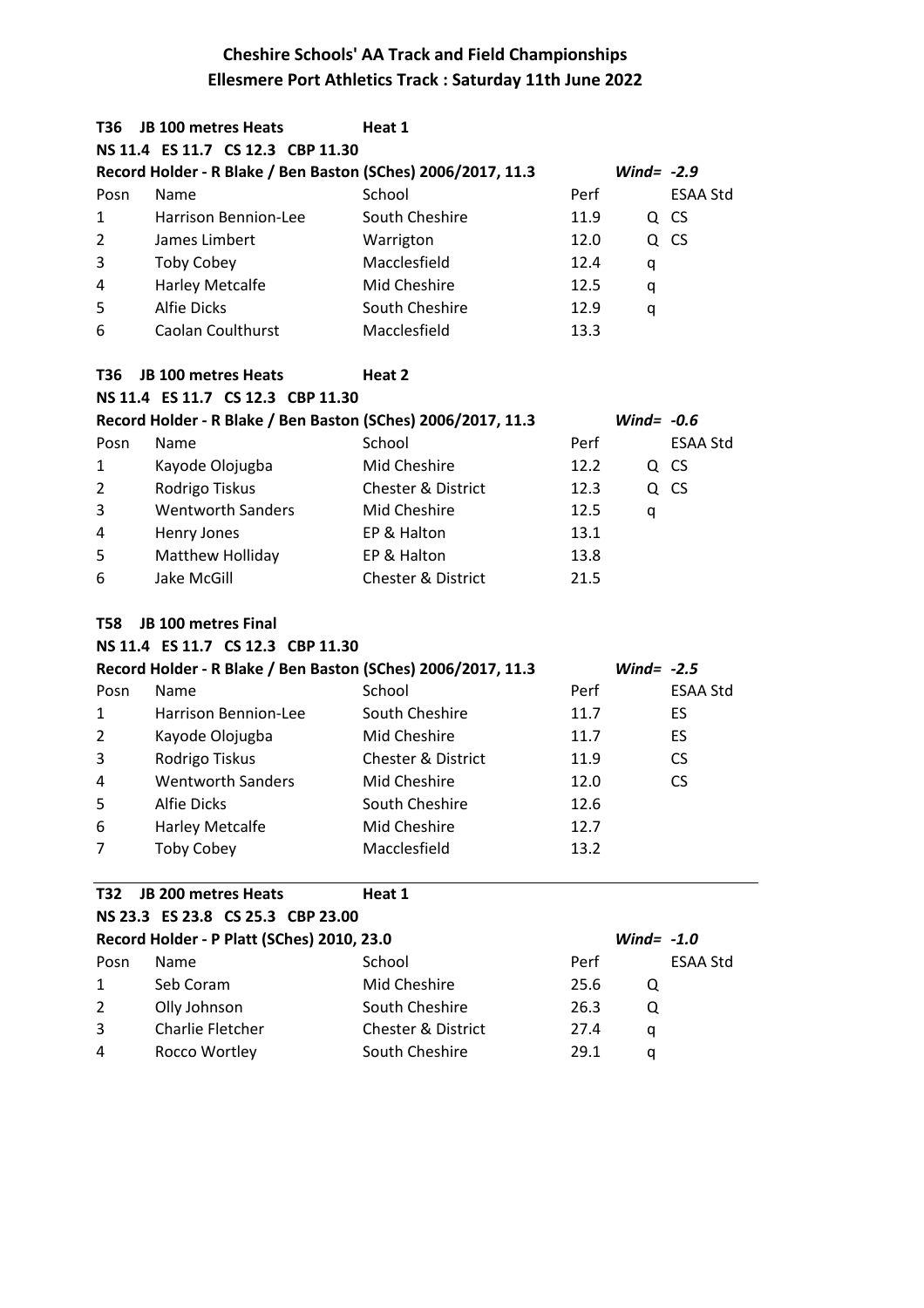# Cheshire Schools' AA Track and Field Championships

## Ellesmere Port Athletics Track : Saturday 11th June 2022

**T36 JB 100 metres Heats** **Heat 1**

**NS 11.4 ES 11.7 CS 12.3 CBP 11.30**

**Record Holder - R Blake / Ben Baston (SChes) 2006/2017, 11.3** ***Wind= -2.9***

| Posn | Name | School | Perf | | ESAA Std |
|---|---|---|---|---|---|
| 1 | Harrison Bennion-Lee | South Cheshire | 11.9 | Q | CS |
| 2 | James Limbert | Warrigton | 12.0 | Q | CS |
| 3 | Toby Cobey | Macclesfield | 12.4 | q | |
| 4 | Harley Metcalfe | Mid Cheshire | 12.5 | q | |
| 5 | Alfie Dicks | South Cheshire | 12.9 | q | |
| 6 | Caolan Coulthurst | Macclesfield | 13.3 | | |

**T36 JB 100 metres Heats** **Heat 2**

**NS 11.4 ES 11.7 CS 12.3 CBP 11.30**

**Record Holder - R Blake / Ben Baston (SChes) 2006/2017, 11.3** ***Wind= -0.6***

| Posn | Name | School | Perf | | ESAA Std |
|---|---|---|---|---|---|
| 1 | Kayode Olojugba | Mid Cheshire | 12.2 | Q | CS |
| 2 | Rodrigo Tiskus | Chester & District | 12.3 | Q | CS |
| 3 | Wentworth Sanders | Mid Cheshire | 12.5 | q | |
| 4 | Henry Jones | EP & Halton | 13.1 | | |
| 5 | Matthew Holliday | EP & Halton | 13.8 | | |
| 6 | Jake McGill | Chester & District | 21.5 | | |

**T58 JB 100 metres Final**

**NS 11.4 ES 11.7 CS 12.3 CBP 11.30**

**Record Holder - R Blake / Ben Baston (SChes) 2006/2017, 11.3** ***Wind= -2.5***

| Posn | Name | School | Perf | | ESAA Std |
|---|---|---|---|---|---|
| 1 | Harrison Bennion-Lee | South Cheshire | 11.7 | | ES |
| 2 | Kayode Olojugba | Mid Cheshire | 11.7 | | ES |
| 3 | Rodrigo Tiskus | Chester & District | 11.9 | | CS |
| 4 | Wentworth Sanders | Mid Cheshire | 12.0 | | CS |
| 5 | Alfie Dicks | South Cheshire | 12.6 | | |
| 6 | Harley Metcalfe | Mid Cheshire | 12.7 | | |
| 7 | Toby Cobey | Macclesfield | 13.2 | | |

**T32 JB 200 metres Heats** **Heat 1**

**NS 23.3 ES 23.8 CS 25.3 CBP 23.00**

**Record Holder - P Platt (SChes) 2010, 23.0** ***Wind= -1.0***

| Posn | Name | School | Perf | | ESAA Std |
|---|---|---|---|---|---|
| 1 | Seb Coram | Mid Cheshire | 25.6 | Q | |
| 2 | Olly Johnson | South Cheshire | 26.3 | Q | |
| 3 | Charlie Fletcher | Chester & District | 27.4 | q | |
| 4 | Rocco Wortley | South Cheshire | 29.1 | q | |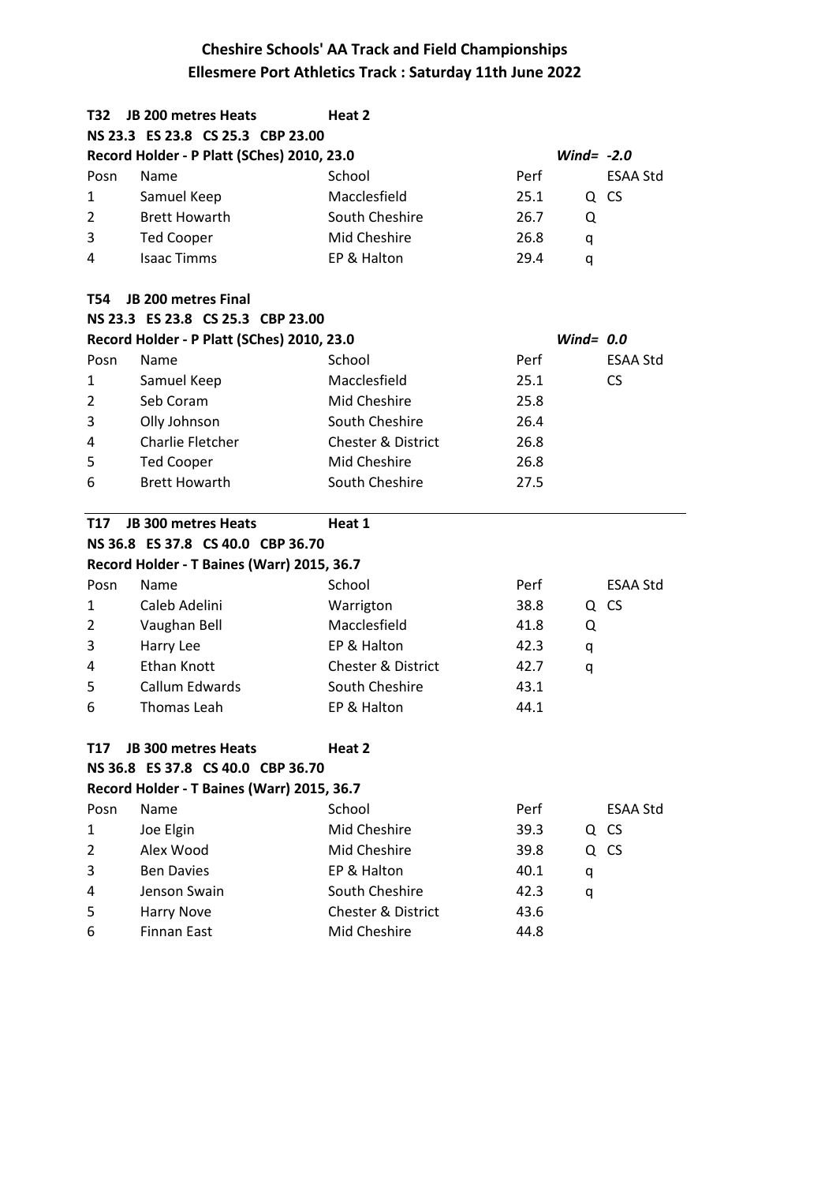## Cheshire Schools' AA Track and Field Championships
## Ellesmere Port Athletics Track : Saturday 11th June 2022

**T32 JB 200 metres Heats** **Heat 2**

**NS 23.3 ES 23.8 CS 25.3 CBP 23.00**

**Record Holder - P Platt (SChes) 2010, 23.0** ***Wind= -2.0***

| Posn | Name | School | Perf | | ESAA Std |
|---|---|---|---|---|---|
| 1 | Samuel Keep | Macclesfield | 25.1 | Q | CS |
| 2 | Brett Howarth | South Cheshire | 26.7 | Q | |
| 3 | Ted Cooper | Mid Cheshire | 26.8 | q | |
| 4 | Isaac Timms | EP & Halton | 29.4 | q | |

**T54 JB 200 metres Final**

**NS 23.3 ES 23.8 CS 25.3 CBP 23.00**

**Record Holder - P Platt (SChes) 2010, 23.0** ***Wind= 0.0***

| Posn | Name | School | Perf | | ESAA Std |
|---|---|---|---|---|---|
| 1 | Samuel Keep | Macclesfield | 25.1 | | CS |
| 2 | Seb Coram | Mid Cheshire | 25.8 | | |
| 3 | Olly Johnson | South Cheshire | 26.4 | | |
| 4 | Charlie Fletcher | Chester & District | 26.8 | | |
| 5 | Ted Cooper | Mid Cheshire | 26.8 | | |
| 6 | Brett Howarth | South Cheshire | 27.5 | | |

**T17 JB 300 metres Heats** **Heat 1**

**NS 36.8 ES 37.8 CS 40.0 CBP 36.70**

**Record Holder - T Baines (Warr) 2015, 36.7**

| Posn | Name | School | Perf | | ESAA Std |
|---|---|---|---|---|---|
| 1 | Caleb Adelini | Warrigton | 38.8 | Q | CS |
| 2 | Vaughan Bell | Macclesfield | 41.8 | Q | |
| 3 | Harry Lee | EP & Halton | 42.3 | q | |
| 4 | Ethan Knott | Chester & District | 42.7 | q | |
| 5 | Callum Edwards | South Cheshire | 43.1 | | |
| 6 | Thomas Leah | EP & Halton | 44.1 | | |

**T17 JB 300 metres Heats** **Heat 2**

**NS 36.8 ES 37.8 CS 40.0 CBP 36.70**

**Record Holder - T Baines (Warr) 2015, 36.7**

| Posn | Name | School | Perf | | ESAA Std |
|---|---|---|---|---|---|
| 1 | Joe Elgin | Mid Cheshire | 39.3 | Q | CS |
| 2 | Alex Wood | Mid Cheshire | 39.8 | Q | CS |
| 3 | Ben Davies | EP & Halton | 40.1 | q | |
| 4 | Jenson Swain | South Cheshire | 42.3 | q | |
| 5 | Harry Nove | Chester & District | 43.6 | | |
| 6 | Finnan East | Mid Cheshire | 44.8 | | |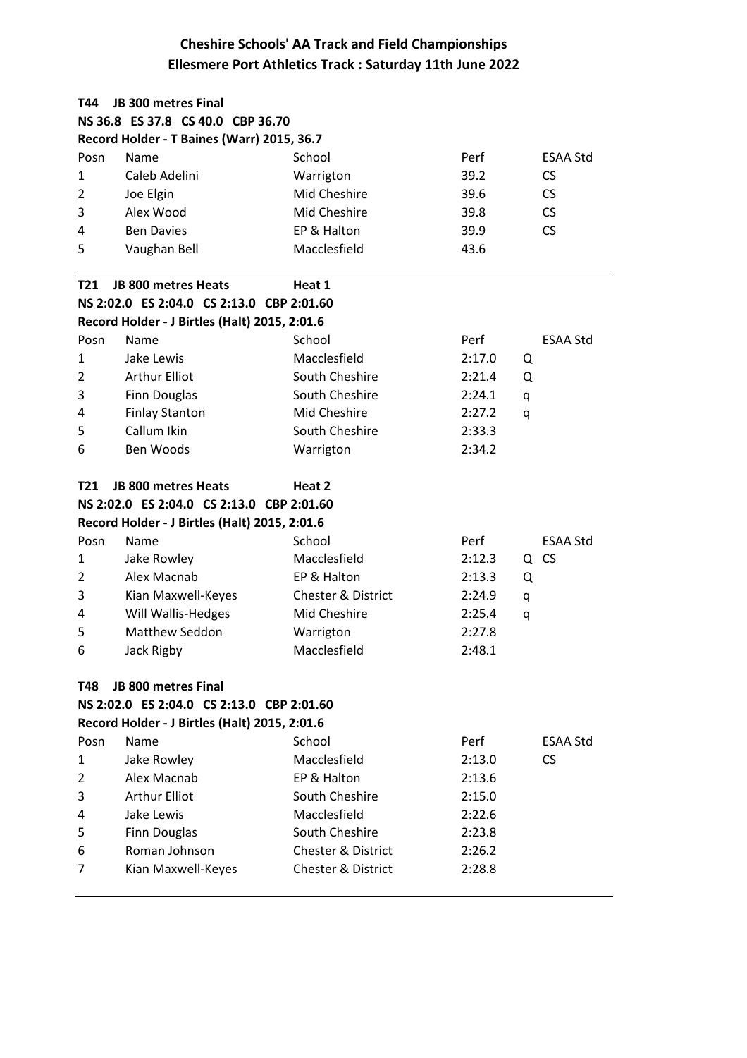# Cheshire Schools' AA Track and Field Championships
## Ellesmere Port Athletics Track : Saturday 11th June 2022

**T44 JB 300 metres Final**

**NS 36.8 ES 37.8 CS 40.0 CBP 36.70**

**Record Holder - T Baines (Warr) 2015, 36.7**

| Posn | Name | School | Perf | | ESAA Std |
|---|---|---|---|---|---|
| 1 | Caleb Adelini | Warrington | 39.2 | | CS |
| 2 | Joe Elgin | Mid Cheshire | 39.6 | | CS |
| 3 | Alex Wood | Mid Cheshire | 39.8 | | CS |
| 4 | Ben Davies | EP & Halton | 39.9 | | CS |
| 5 | Vaughan Bell | Macclesfield | 43.6 | | |

**T21 JB 800 metres Heats** **Heat 1**

**NS 2:02.0 ES 2:04.0 CS 2:13.0 CBP 2:01.60**

**Record Holder - J Birtles (Halt) 2015, 2:01.6**

| Posn | Name | School | Perf | | ESAA Std |
|---|---|---|---|---|---|
| 1 | Jake Lewis | Macclesfield | 2:17.0 | Q | |
| 2 | Arthur Elliot | South Cheshire | 2:21.4 | Q | |
| 3 | Finn Douglas | South Cheshire | 2:24.1 | q | |
| 4 | Finlay Stanton | Mid Cheshire | 2:27.2 | q | |
| 5 | Callum Ikin | South Cheshire | 2:33.3 | | |
| 6 | Ben Woods | Warrington | 2:34.2 | | |

**T21 JB 800 metres Heats** **Heat 2**

**NS 2:02.0 ES 2:04.0 CS 2:13.0 CBP 2:01.60**

**Record Holder - J Birtles (Halt) 2015, 2:01.6**

| Posn | Name | School | Perf | | ESAA Std |
|---|---|---|---|---|---|
| 1 | Jake Rowley | Macclesfield | 2:12.3 | Q | CS |
| 2 | Alex Macnab | EP & Halton | 2:13.3 | Q | |
| 3 | Kian Maxwell-Keyes | Chester & District | 2:24.9 | q | |
| 4 | Will Wallis-Hedges | Mid Cheshire | 2:25.4 | q | |
| 5 | Matthew Seddon | Warrington | 2:27.8 | | |
| 6 | Jack Rigby | Macclesfield | 2:48.1 | | |

**T48 JB 800 metres Final**

**NS 2:02.0 ES 2:04.0 CS 2:13.0 CBP 2:01.60**

**Record Holder - J Birtles (Halt) 2015, 2:01.6**

| Posn | Name | School | Perf | | ESAA Std |
|---|---|---|---|---|---|
| 1 | Jake Rowley | Macclesfield | 2:13.0 | | CS |
| 2 | Alex Macnab | EP & Halton | 2:13.6 | | |
| 3 | Arthur Elliot | South Cheshire | 2:15.0 | | |
| 4 | Jake Lewis | Macclesfield | 2:22.6 | | |
| 5 | Finn Douglas | South Cheshire | 2:23.8 | | |
| 6 | Roman Johnson | Chester & District | 2:26.2 | | |
| 7 | Kian Maxwell-Keyes | Chester & District | 2:28.8 | | |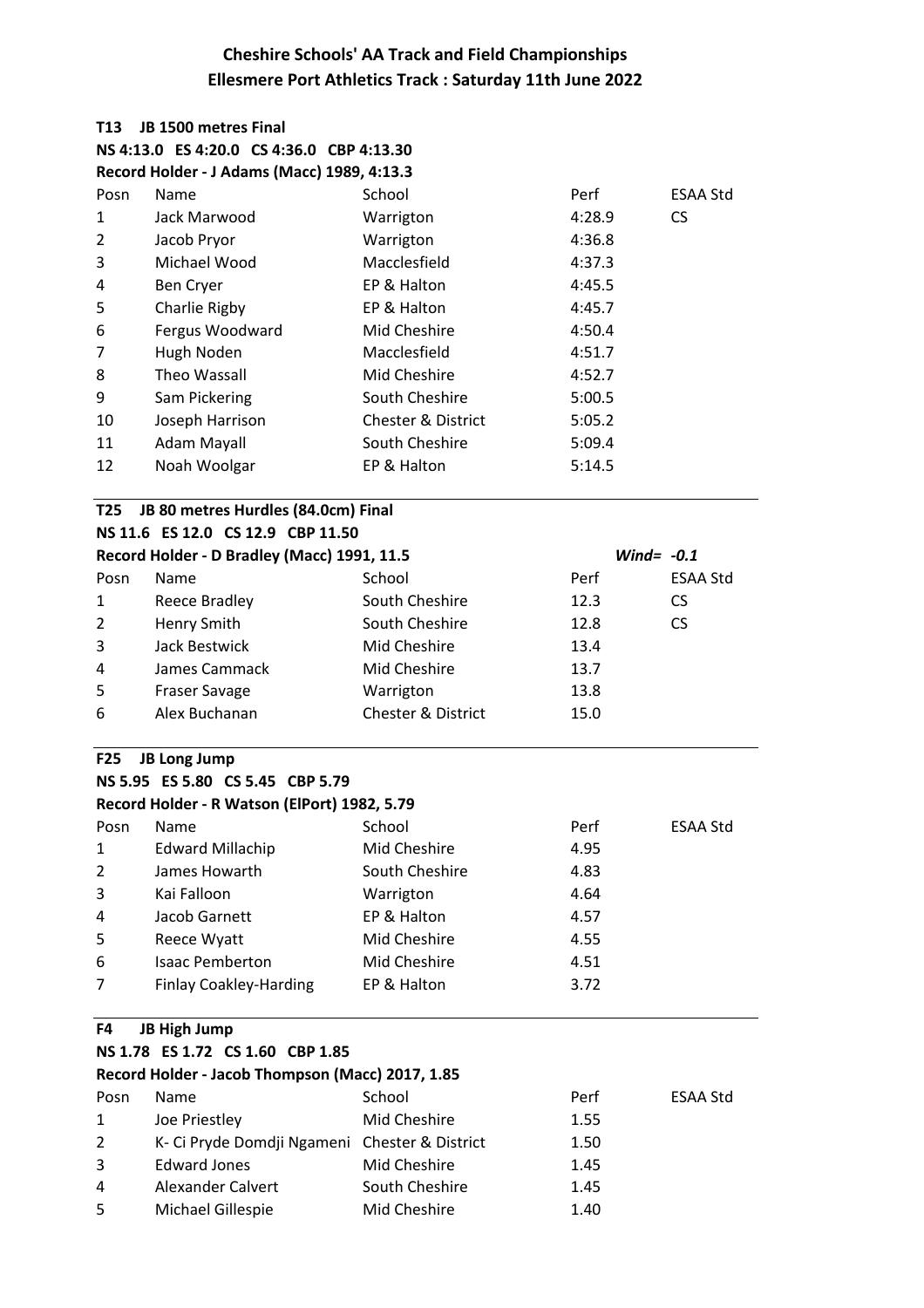# Cheshire Schools' AA Track and Field Championships

## Ellesmere Port Athletics Track : Saturday 11th June 2022

### T13 JB 1500 metres Final

**NS 4:13.0 ES 4:20.0 CS 4:36.0 CBP 4:13.30**

**Record Holder - J Adams (Macc) 1989, 4:13.3**

| Posn | Name | School | Perf | ESAA Std |
|---|---|---|---|---|
| 1 | Jack Marwood | Warrigton | 4:28.9 | CS |
| 2 | Jacob Pryor | Warrigton | 4:36.8 | |
| 3 | Michael Wood | Macclesfield | 4:37.3 | |
| 4 | Ben Cryer | EP & Halton | 4:45.5 | |
| 5 | Charlie Rigby | EP & Halton | 4:45.7 | |
| 6 | Fergus Woodward | Mid Cheshire | 4:50.4 | |
| 7 | Hugh Noden | Macclesfield | 4:51.7 | |
| 8 | Theo Wassall | Mid Cheshire | 4:52.7 | |
| 9 | Sam Pickering | South Cheshire | 5:00.5 | |
| 10 | Joseph Harrison | Chester & District | 5:05.2 | |
| 11 | Adam Mayall | South Cheshire | 5:09.4 | |
| 12 | Noah Woolgar | EP & Halton | 5:14.5 | |

### T25 JB 80 metres Hurdles (84.0cm) Final

**NS 11.6 ES 12.0 CS 12.9 CBP 11.50**

**Record Holder - D Bradley (Macc) 1991, 11.5** *Wind= -0.1*

| Posn | Name | School | Perf | ESAA Std |
|---|---|---|---|---|
| 1 | Reece Bradley | South Cheshire | 12.3 | CS |
| 2 | Henry Smith | South Cheshire | 12.8 | CS |
| 3 | Jack Bestwick | Mid Cheshire | 13.4 | |
| 4 | James Cammack | Mid Cheshire | 13.7 | |
| 5 | Fraser Savage | Warrigton | 13.8 | |
| 6 | Alex Buchanan | Chester & District | 15.0 | |

### F25 JB Long Jump

**NS 5.95 ES 5.80 CS 5.45 CBP 5.79**

**Record Holder - R Watson (ElPort) 1982, 5.79**

| Posn | Name | School | Perf | ESAA Std |
|---|---|---|---|---|
| 1 | Edward Millachip | Mid Cheshire | 4.95 | |
| 2 | James Howarth | South Cheshire | 4.83 | |
| 3 | Kai Falloon | Warrigton | 4.64 | |
| 4 | Jacob Garnett | EP & Halton | 4.57 | |
| 5 | Reece Wyatt | Mid Cheshire | 4.55 | |
| 6 | Isaac Pemberton | Mid Cheshire | 4.51 | |
| 7 | Finlay Coakley-Harding | EP & Halton | 3.72 | |

### F4 JB High Jump

**NS 1.78 ES 1.72 CS 1.60 CBP 1.85**

**Record Holder - Jacob Thompson (Macc) 2017, 1.85**

| Posn | Name | School | Perf | ESAA Std |
|---|---|---|---|---|
| 1 | Joe Priestley | Mid Cheshire | 1.55 | |
| 2 | K- Ci Pryde Domdji Ngameni | Chester & District | 1.50 | |
| 3 | Edward Jones | Mid Cheshire | 1.45 | |
| 4 | Alexander Calvert | South Cheshire | 1.45 | |
| 5 | Michael Gillespie | Mid Cheshire | 1.40 | |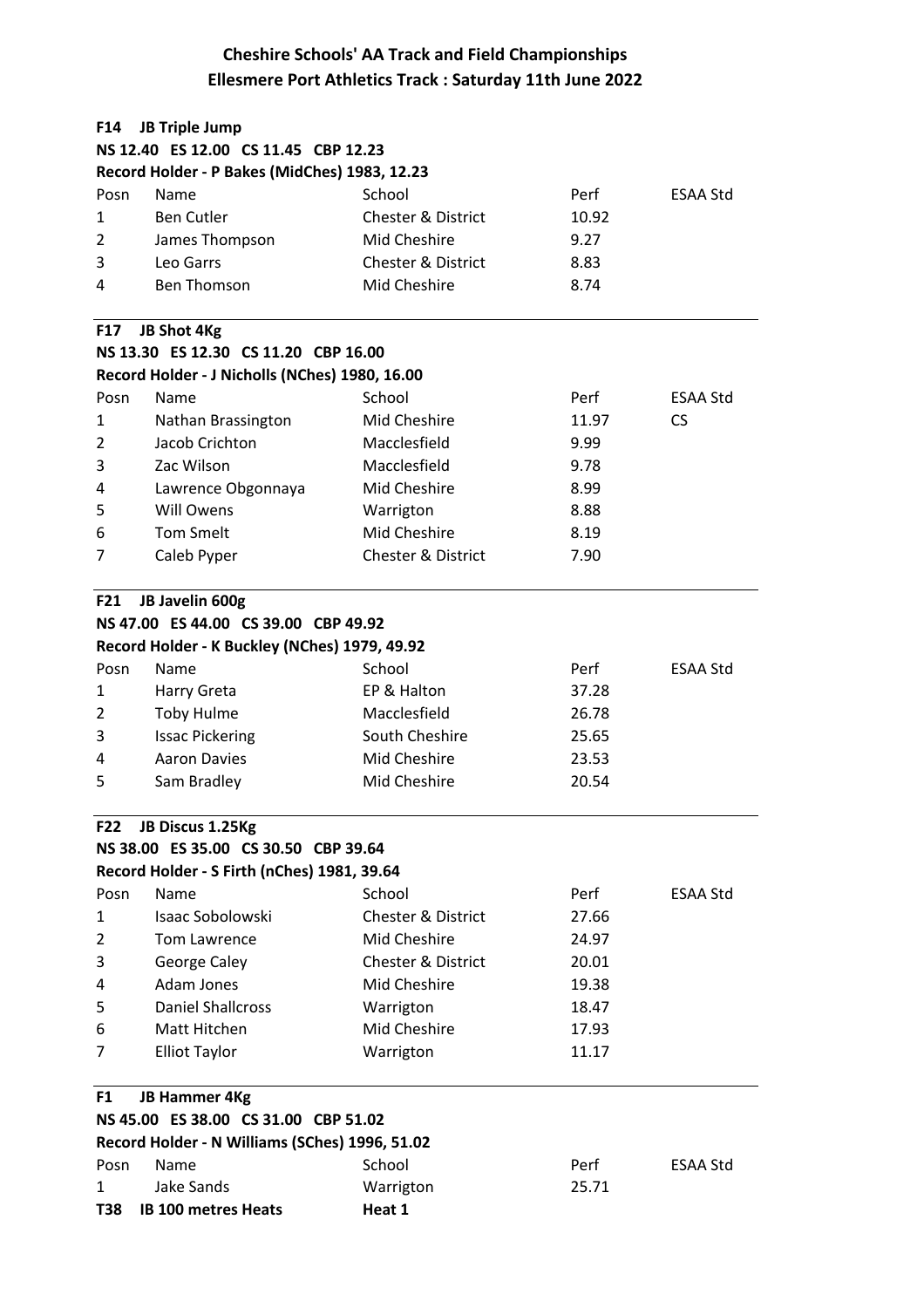# Cheshire Schools' AA Track and Field Championships

## Ellesmere Port Athletics Track : Saturday 11th June 2022

### F14 JB Triple Jump

**NS 12.40 ES 12.00 CS 11.45 CBP 12.23**

**Record Holder - P Bakes (MidChes) 1983, 12.23**

| Posn | Name | School | Perf | ESAA Std |
|---|---|---|---|---|
| 1 | Ben Cutler | Chester & District | 10.92 | |
| 2 | James Thompson | Mid Cheshire | 9.27 | |
| 3 | Leo Garrs | Chester & District | 8.83 | |
| 4 | Ben Thomson | Mid Cheshire | 8.74 | |

### F17 JB Shot 4Kg

**NS 13.30 ES 12.30 CS 11.20 CBP 16.00**

**Record Holder - J Nicholls (NChes) 1980, 16.00**

| Posn | Name | School | Perf | ESAA Std |
|---|---|---|---|---|
| 1 | Nathan Brassington | Mid Cheshire | 11.97 | CS |
| 2 | Jacob Crichton | Macclesfield | 9.99 | |
| 3 | Zac Wilson | Macclesfield | 9.78 | |
| 4 | Lawrence Obgonnaya | Mid Cheshire | 8.99 | |
| 5 | Will Owens | Warrigton | 8.88 | |
| 6 | Tom Smelt | Mid Cheshire | 8.19 | |
| 7 | Caleb Pyper | Chester & District | 7.90 | |

### F21 JB Javelin 600g

**NS 47.00 ES 44.00 CS 39.00 CBP 49.92**

**Record Holder - K Buckley (NChes) 1979, 49.92**

| Posn | Name | School | Perf | ESAA Std |
|---|---|---|---|---|
| 1 | Harry Greta | EP & Halton | 37.28 | |
| 2 | Toby Hulme | Macclesfield | 26.78 | |
| 3 | Issac Pickering | South Cheshire | 25.65 | |
| 4 | Aaron Davies | Mid Cheshire | 23.53 | |
| 5 | Sam Bradley | Mid Cheshire | 20.54 | |

### F22 JB Discus 1.25Kg

**NS 38.00 ES 35.00 CS 30.50 CBP 39.64**

**Record Holder - S Firth (nChes) 1981, 39.64**

| Posn | Name | School | Perf | ESAA Std |
|---|---|---|---|---|
| 1 | Isaac Sobolowski | Chester & District | 27.66 | |
| 2 | Tom Lawrence | Mid Cheshire | 24.97 | |
| 3 | George Caley | Chester & District | 20.01 | |
| 4 | Adam Jones | Mid Cheshire | 19.38 | |
| 5 | Daniel Shallcross | Warrigton | 18.47 | |
| 6 | Matt Hitchen | Mid Cheshire | 17.93 | |
| 7 | Elliot Taylor | Warrigton | 11.17 | |

### F1 JB Hammer 4Kg

**NS 45.00 ES 38.00 CS 31.00 CBP 51.02**

**Record Holder - N Williams (SChes) 1996, 51.02**

| Posn | Name | School | Perf | ESAA Std |
|---|---|---|---|---|
| 1 | Jake Sands | Warrigton | 25.71 | |

### T38 IB 100 metres Heats — Heat 1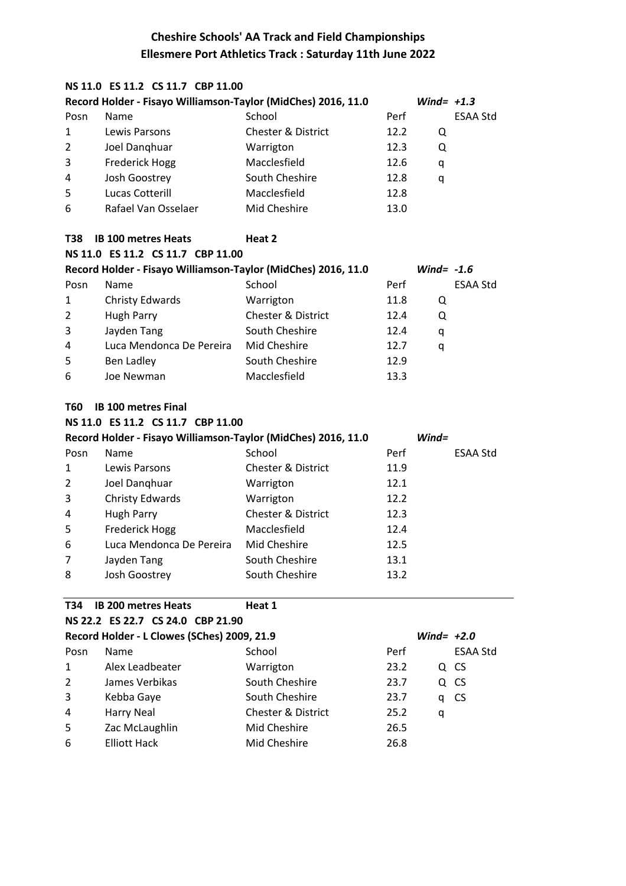# Cheshire Schools' AA Track and Field Championships
## Ellesmere Port Athletics Track : Saturday 11th June 2022

**NS 11.0 ES 11.2 CS 11.7 CBP 11.00**

**Record Holder - Fisayo Williamson-Taylor (MidChes) 2016, 11.0** *Wind= +1.3*

| Posn | Name | School | Perf | | ESAA Std |
|---|---|---|---|---|---|
| 1 | Lewis Parsons | Chester & District | 12.2 | Q | |
| 2 | Joel Danqhuar | Warrigton | 12.3 | Q | |
| 3 | Frederick Hogg | Macclesfield | 12.6 | q | |
| 4 | Josh Goostrey | South Cheshire | 12.8 | q | |
| 5 | Lucas Cotterill | Macclesfield | 12.8 | | |
| 6 | Rafael Van Osselaer | Mid Cheshire | 13.0 | | |

**T38 IB 100 metres Heats Heat 2**

**NS 11.0 ES 11.2 CS 11.7 CBP 11.00**

**Record Holder - Fisayo Williamson-Taylor (MidChes) 2016, 11.0** *Wind= -1.6*

| Posn | Name | School | Perf | | ESAA Std |
|---|---|---|---|---|---|
| 1 | Christy Edwards | Warrigton | 11.8 | Q | |
| 2 | Hugh Parry | Chester & District | 12.4 | Q | |
| 3 | Jayden Tang | South Cheshire | 12.4 | q | |
| 4 | Luca Mendonca De Pereira | Mid Cheshire | 12.7 | q | |
| 5 | Ben Ladley | South Cheshire | 12.9 | | |
| 6 | Joe Newman | Macclesfield | 13.3 | | |

**T60 IB 100 metres Final**

**NS 11.0 ES 11.2 CS 11.7 CBP 11.00**

**Record Holder - Fisayo Williamson-Taylor (MidChes) 2016, 11.0** *Wind=*

| Posn | Name | School | Perf | | ESAA Std |
|---|---|---|---|---|---|
| 1 | Lewis Parsons | Chester & District | 11.9 | | |
| 2 | Joel Danqhuar | Warrigton | 12.1 | | |
| 3 | Christy Edwards | Warrigton | 12.2 | | |
| 4 | Hugh Parry | Chester & District | 12.3 | | |
| 5 | Frederick Hogg | Macclesfield | 12.4 | | |
| 6 | Luca Mendonca De Pereira | Mid Cheshire | 12.5 | | |
| 7 | Jayden Tang | South Cheshire | 13.1 | | |
| 8 | Josh Goostrey | South Cheshire | 13.2 | | |

**T34 IB 200 metres Heats Heat 1**

**NS 22.2 ES 22.7 CS 24.0 CBP 21.90**

**Record Holder - L Clowes (SChes) 2009, 21.9** *Wind= +2.0*

| Posn | Name | School | Perf | | ESAA Std |
|---|---|---|---|---|---|
| 1 | Alex Leadbeater | Warrigton | 23.2 | Q | CS |
| 2 | James Verbikas | South Cheshire | 23.7 | Q | CS |
| 3 | Kebba Gaye | South Cheshire | 23.7 | q | CS |
| 4 | Harry Neal | Chester & District | 25.2 | q | |
| 5 | Zac McLaughlin | Mid Cheshire | 26.5 | | |
| 6 | Elliott Hack | Mid Cheshire | 26.8 | | |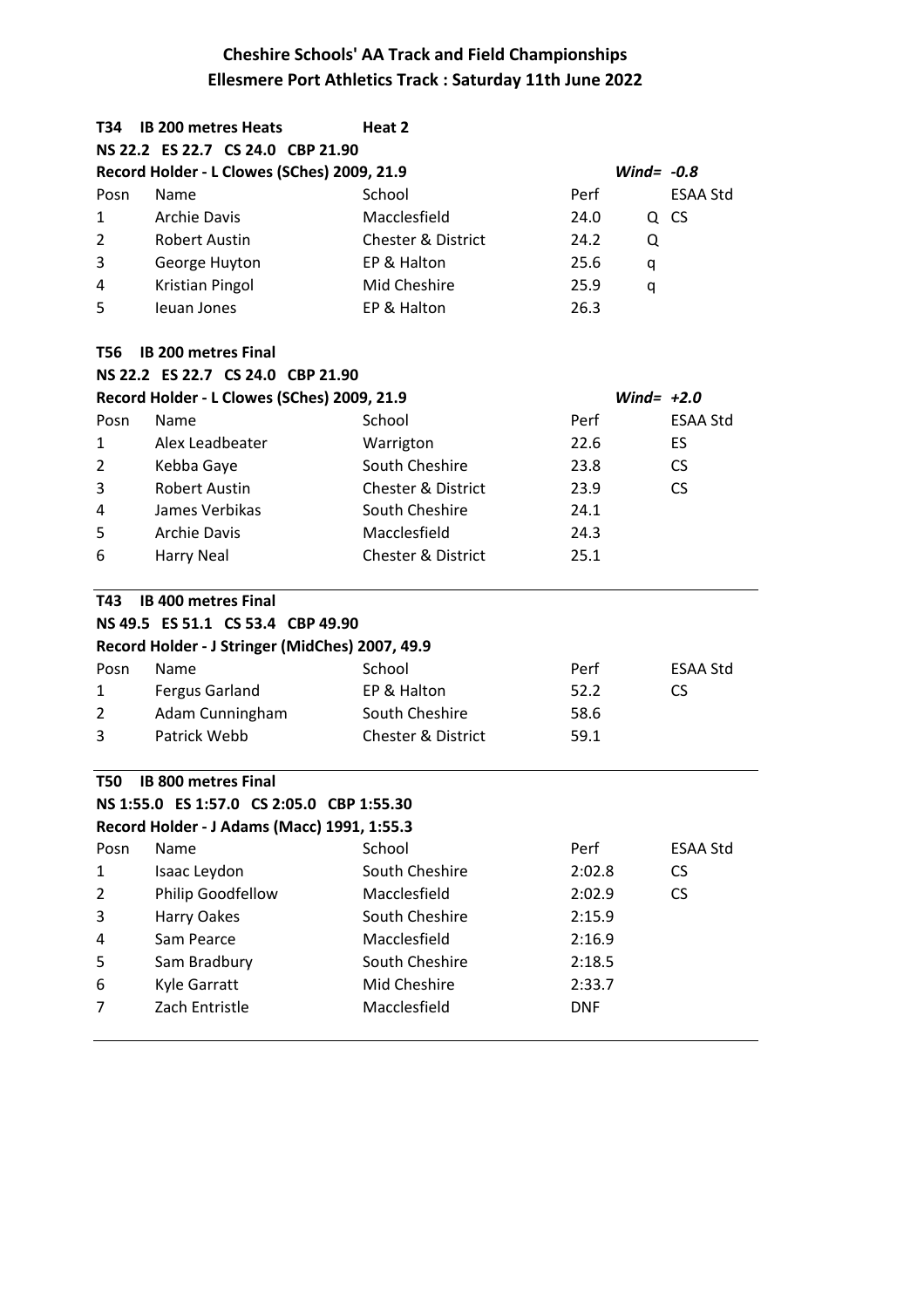## Cheshire Schools' AA Track and Field Championships
## Ellesmere Port Athletics Track : Saturday 11th June 2022

**T34 IB 200 metres Heats** **Heat 2**

**NS 22.2 ES 22.7 CS 24.0 CBP 21.90**

**Record Holder - L Clowes (SChes) 2009, 21.9** ***Wind= -0.8***

| Posn | Name | School | Perf | | ESAA Std |
|---|---|---|---|---|---|
| 1 | Archie Davis | Macclesfield | 24.0 | Q | CS |
| 2 | Robert Austin | Chester & District | 24.2 | Q | |
| 3 | George Huyton | EP & Halton | 25.6 | q | |
| 4 | Kristian Pingol | Mid Cheshire | 25.9 | q | |
| 5 | Ieuan Jones | EP & Halton | 26.3 | | |

**T56 IB 200 metres Final**

**NS 22.2 ES 22.7 CS 24.0 CBP 21.90**

**Record Holder - L Clowes (SChes) 2009, 21.9** ***Wind= +2.0***

| Posn | Name | School | Perf | ESAA Std |
|---|---|---|---|---|
| 1 | Alex Leadbeater | Warrigton | 22.6 | ES |
| 2 | Kebba Gaye | South Cheshire | 23.8 | CS |
| 3 | Robert Austin | Chester & District | 23.9 | CS |
| 4 | James Verbikas | South Cheshire | 24.1 | |
| 5 | Archie Davis | Macclesfield | 24.3 | |
| 6 | Harry Neal | Chester & District | 25.1 | |

**T43 IB 400 metres Final**

**NS 49.5 ES 51.1 CS 53.4 CBP 49.90**

**Record Holder - J Stringer (MidChes) 2007, 49.9**

| Posn | Name | School | Perf | ESAA Std |
|---|---|---|---|---|
| 1 | Fergus Garland | EP & Halton | 52.2 | CS |
| 2 | Adam Cunningham | South Cheshire | 58.6 | |
| 3 | Patrick Webb | Chester & District | 59.1 | |

**T50 IB 800 metres Final**

**NS 1:55.0 ES 1:57.0 CS 2:05.0 CBP 1:55.30**

**Record Holder - J Adams (Macc) 1991, 1:55.3**

| Posn | Name | School | Perf | ESAA Std |
|---|---|---|---|---|
| 1 | Isaac Leydon | South Cheshire | 2:02.8 | CS |
| 2 | Philip Goodfellow | Macclesfield | 2:02.9 | CS |
| 3 | Harry Oakes | South Cheshire | 2:15.9 | |
| 4 | Sam Pearce | Macclesfield | 2:16.9 | |
| 5 | Sam Bradbury | South Cheshire | 2:18.5 | |
| 6 | Kyle Garratt | Mid Cheshire | 2:33.7 | |
| 7 | Zach Entristle | Macclesfield | DNF | |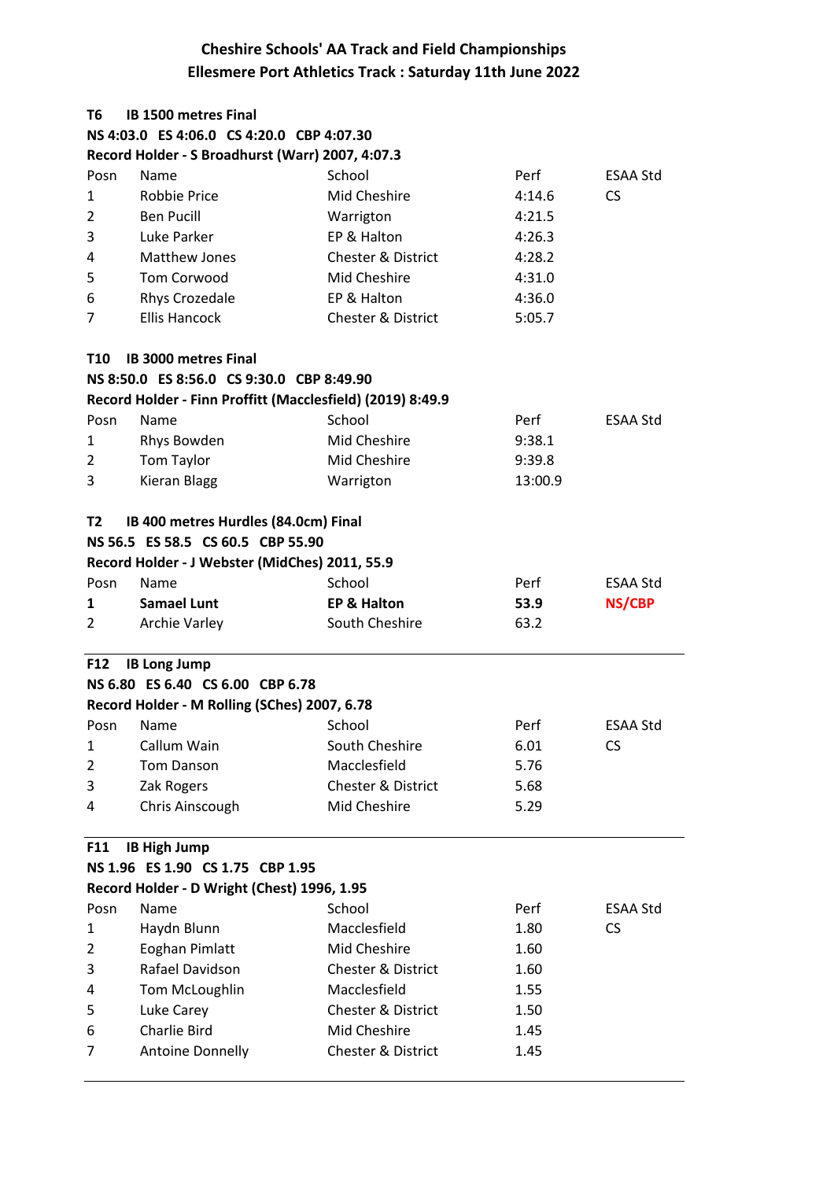# Cheshire Schools' AA Track and Field Championships
## Ellesmere Port Athletics Track : Saturday 11th June 2022

### T6 IB 1500 metres Final

**NS 4:03.0 ES 4:06.0 CS 4:20.0 CBP 4:07.30**

**Record Holder - S Broadhurst (Warr) 2007, 4:07.3**

| Posn | Name | School | Perf | ESAA Std |
|---|---|---|---|---|
| 1 | Robbie Price | Mid Cheshire | 4:14.6 | CS |
| 2 | Ben Pucill | Warrigton | 4:21.5 | |
| 3 | Luke Parker | EP & Halton | 4:26.3 | |
| 4 | Matthew Jones | Chester & District | 4:28.2 | |
| 5 | Tom Corwood | Mid Cheshire | 4:31.0 | |
| 6 | Rhys Crozedale | EP & Halton | 4:36.0 | |
| 7 | Ellis Hancock | Chester & District | 5:05.7 | |

### T10 IB 3000 metres Final

**NS 8:50.0 ES 8:56.0 CS 9:30.0 CBP 8:49.90**

**Record Holder - Finn Proffitt (Macclesfield) (2019) 8:49.9**

| Posn | Name | School | Perf | ESAA Std |
|---|---|---|---|---|
| 1 | Rhys Bowden | Mid Cheshire | 9:38.1 | |
| 2 | Tom Taylor | Mid Cheshire | 9:39.8 | |
| 3 | Kieran Blagg | Warrigton | 13:00.9 | |

### T2 IB 400 metres Hurdles (84.0cm) Final

**NS 56.5 ES 58.5 CS 60.5 CBP 55.90**

**Record Holder - J Webster (MidChes) 2011, 55.9**

| Posn | Name | School | Perf | ESAA Std |
|---|---|---|---|---|
| **1** | **Samael Lunt** | **EP & Halton** | **53.9** | **NS/CBP** |
| 2 | Archie Varley | South Cheshire | 63.2 | |

### F12 IB Long Jump

**NS 6.80 ES 6.40 CS 6.00 CBP 6.78**

**Record Holder - M Rolling (SChes) 2007, 6.78**

| Posn | Name | School | Perf | ESAA Std |
|---|---|---|---|---|
| 1 | Callum Wain | South Cheshire | 6.01 | CS |
| 2 | Tom Danson | Macclesfield | 5.76 | |
| 3 | Zak Rogers | Chester & District | 5.68 | |
| 4 | Chris Ainscough | Mid Cheshire | 5.29 | |

### F11 IB High Jump

**NS 1.96 ES 1.90 CS 1.75 CBP 1.95**

**Record Holder - D Wright (Chest) 1996, 1.95**

| Posn | Name | School | Perf | ESAA Std |
|---|---|---|---|---|
| 1 | Haydn Blunn | Macclesfield | 1.80 | CS |
| 2 | Eoghan Pimlatt | Mid Cheshire | 1.60 | |
| 3 | Rafael Davidson | Chester & District | 1.60 | |
| 4 | Tom McLoughlin | Macclesfield | 1.55 | |
| 5 | Luke Carey | Chester & District | 1.50 | |
| 6 | Charlie Bird | Mid Cheshire | 1.45 | |
| 7 | Antoine Donnelly | Chester & District | 1.45 | |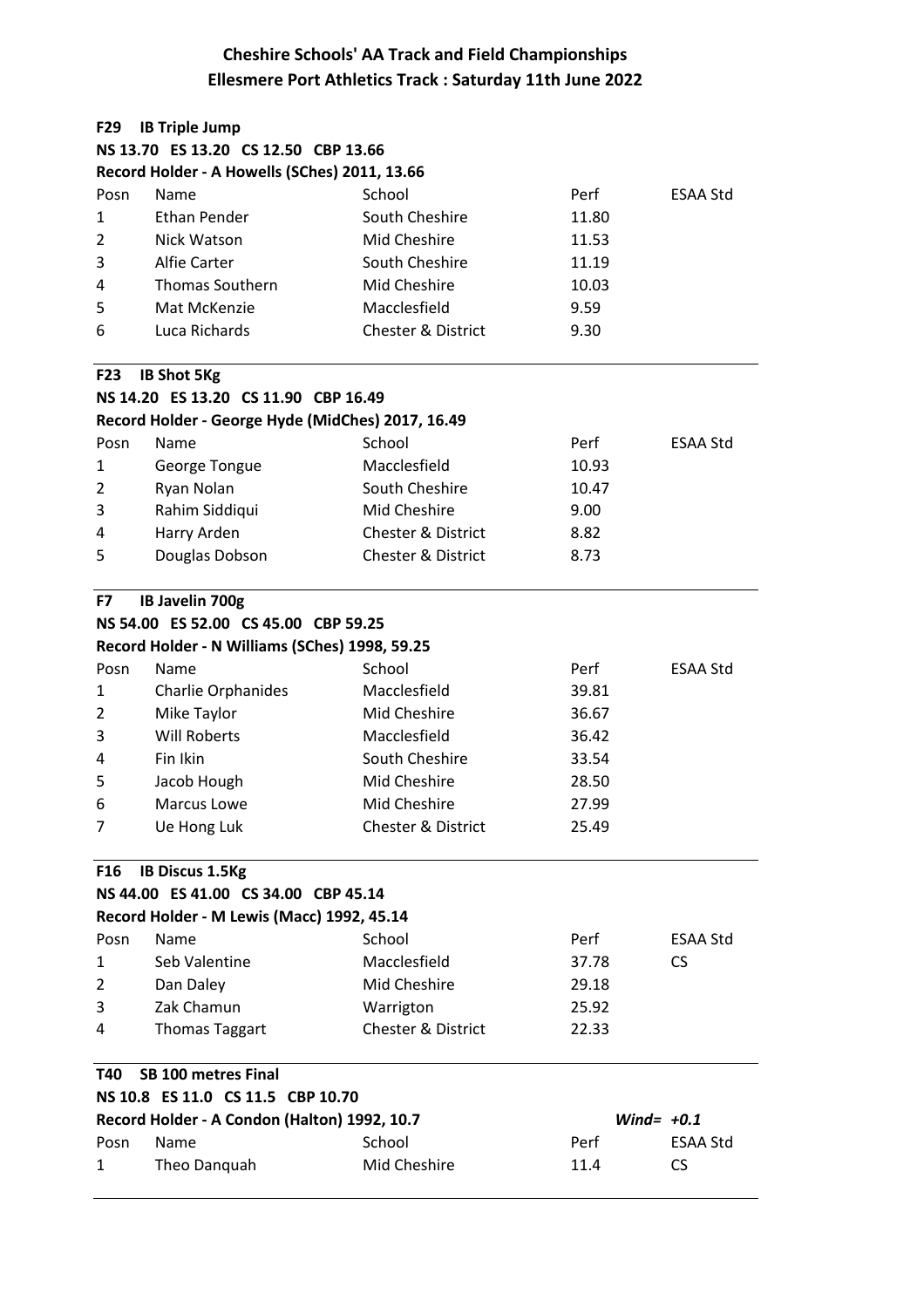# Cheshire Schools' AA Track and Field Championships
## Ellesmere Port Athletics Track : Saturday 11th June 2022

**F29 IB Triple Jump**

**NS 13.70 ES 13.20 CS 12.50 CBP 13.66**

**Record Holder - A Howells (SChes) 2011, 13.66**

| Posn | Name | School | Perf | ESAA Std |
|---|---|---|---|---|
| 1 | Ethan Pender | South Cheshire | 11.80 | |
| 2 | Nick Watson | Mid Cheshire | 11.53 | |
| 3 | Alfie Carter | South Cheshire | 11.19 | |
| 4 | Thomas Southern | Mid Cheshire | 10.03 | |
| 5 | Mat McKenzie | Macclesfield | 9.59 | |
| 6 | Luca Richards | Chester & District | 9.30 | |

**F23 IB Shot 5Kg**

**NS 14.20 ES 13.20 CS 11.90 CBP 16.49**

**Record Holder - George Hyde (MidChes) 2017, 16.49**

| Posn | Name | School | Perf | ESAA Std |
|---|---|---|---|---|
| 1 | George Tongue | Macclesfield | 10.93 | |
| 2 | Ryan Nolan | South Cheshire | 10.47 | |
| 3 | Rahim Siddiqui | Mid Cheshire | 9.00 | |
| 4 | Harry Arden | Chester & District | 8.82 | |
| 5 | Douglas Dobson | Chester & District | 8.73 | |

**F7 IB Javelin 700g**

**NS 54.00 ES 52.00 CS 45.00 CBP 59.25**

**Record Holder - N Williams (SChes) 1998, 59.25**

| Posn | Name | School | Perf | ESAA Std |
|---|---|---|---|---|
| 1 | Charlie Orphanides | Macclesfield | 39.81 | |
| 2 | Mike Taylor | Mid Cheshire | 36.67 | |
| 3 | Will Roberts | Macclesfield | 36.42 | |
| 4 | Fin Ikin | South Cheshire | 33.54 | |
| 5 | Jacob Hough | Mid Cheshire | 28.50 | |
| 6 | Marcus Lowe | Mid Cheshire | 27.99 | |
| 7 | Ue Hong Luk | Chester & District | 25.49 | |

**F16 IB Discus 1.5Kg**

**NS 44.00 ES 41.00 CS 34.00 CBP 45.14**

**Record Holder - M Lewis (Macc) 1992, 45.14**

| Posn | Name | School | Perf | ESAA Std |
|---|---|---|---|---|
| 1 | Seb Valentine | Macclesfield | 37.78 | CS |
| 2 | Dan Daley | Mid Cheshire | 29.18 | |
| 3 | Zak Chamun | Warrigton | 25.92 | |
| 4 | Thomas Taggart | Chester & District | 22.33 | |

**T40 SB 100 metres Final**

**NS 10.8 ES 11.0 CS 11.5 CBP 10.70**

**Record Holder - A Condon (Halton) 1992, 10.7** *Wind= +0.1*

| Posn | Name | School | Perf | ESAA Std |
|---|---|---|---|---|
| 1 | Theo Danquah | Mid Cheshire | 11.4 | CS |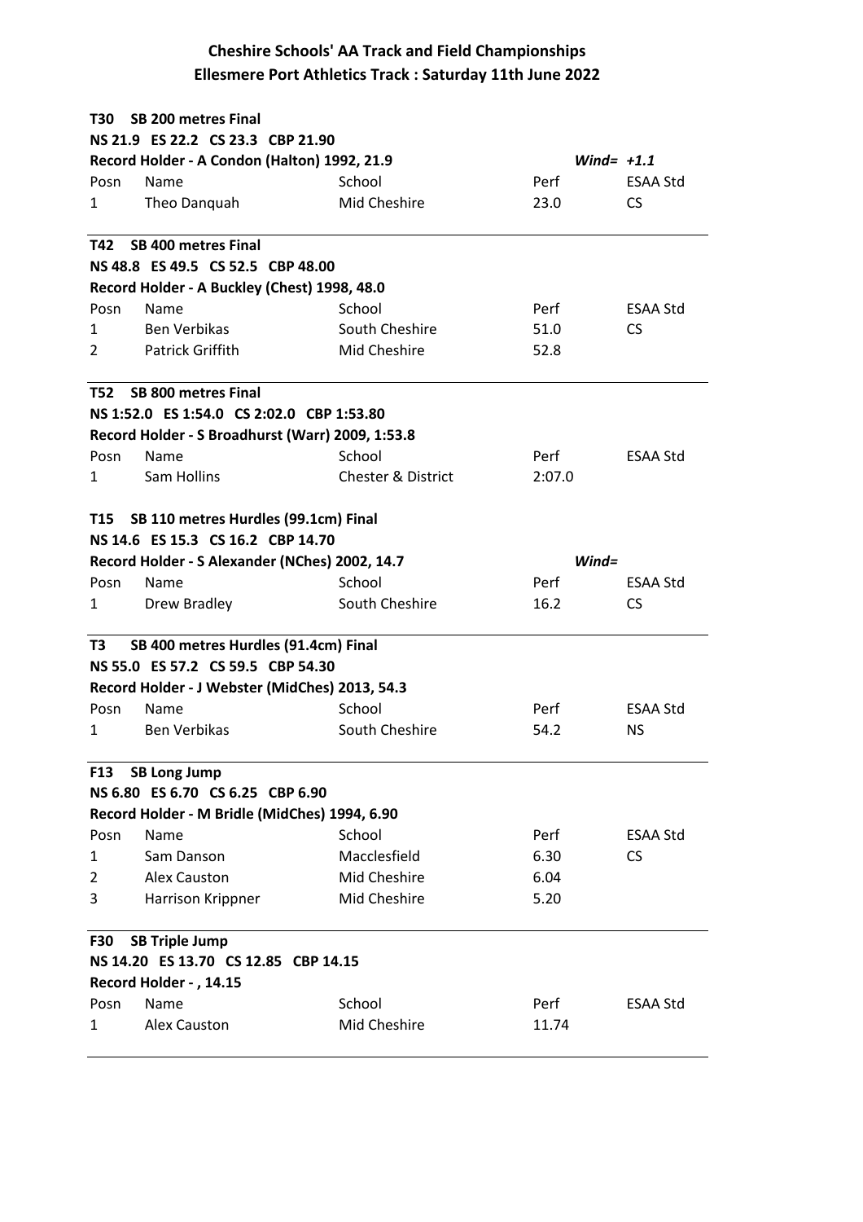# Cheshire Schools' AA Track and Field Championships
## Ellesmere Port Athletics Track : Saturday 11th June 2022

**T30 SB 200 metres Final**
**NS 21.9 ES 22.2 CS 23.3 CBP 21.90**
**Record Holder - A Condon (Halton) 1992, 21.9** ***Wind= +1.1***

| Posn | Name | School | Perf | ESAA Std |
|---|---|---|---|---|
| 1 | Theo Danquah | Mid Cheshire | 23.0 | CS |

**T42 SB 400 metres Final**
**NS 48.8 ES 49.5 CS 52.5 CBP 48.00**
**Record Holder - A Buckley (Chest) 1998, 48.0**

| Posn | Name | School | Perf | ESAA Std |
|---|---|---|---|---|
| 1 | Ben Verbikas | South Cheshire | 51.0 | CS |
| 2 | Patrick Griffith | Mid Cheshire | 52.8 | |

**T52 SB 800 metres Final**
**NS 1:52.0 ES 1:54.0 CS 2:02.0 CBP 1:53.80**
**Record Holder - S Broadhurst (Warr) 2009, 1:53.8**

| Posn | Name | School | Perf | ESAA Std |
|---|---|---|---|---|
| 1 | Sam Hollins | Chester & District | 2:07.0 | |

**T15 SB 110 metres Hurdles (99.1cm) Final**
**NS 14.6 ES 15.3 CS 16.2 CBP 14.70**
**Record Holder - S Alexander (NChes) 2002, 14.7** ***Wind=***

| Posn | Name | School | Perf | ESAA Std |
|---|---|---|---|---|
| 1 | Drew Bradley | South Cheshire | 16.2 | CS |

**T3 SB 400 metres Hurdles (91.4cm) Final**
**NS 55.0 ES 57.2 CS 59.5 CBP 54.30**
**Record Holder - J Webster (MidChes) 2013, 54.3**

| Posn | Name | School | Perf | ESAA Std |
|---|---|---|---|---|
| 1 | Ben Verbikas | South Cheshire | 54.2 | NS |

**F13 SB Long Jump**
**NS 6.80 ES 6.70 CS 6.25 CBP 6.90**
**Record Holder - M Bridle (MidChes) 1994, 6.90**

| Posn | Name | School | Perf | ESAA Std |
|---|---|---|---|---|
| 1 | Sam Danson | Macclesfield | 6.30 | CS |
| 2 | Alex Causton | Mid Cheshire | 6.04 | |
| 3 | Harrison Krippner | Mid Cheshire | 5.20 | |

**F30 SB Triple Jump**
**NS 14.20 ES 13.70 CS 12.85 CBP 14.15**
**Record Holder - , 14.15**

| Posn | Name | School | Perf | ESAA Std |
|---|---|---|---|---|
| 1 | Alex Causton | Mid Cheshire | 11.74 | |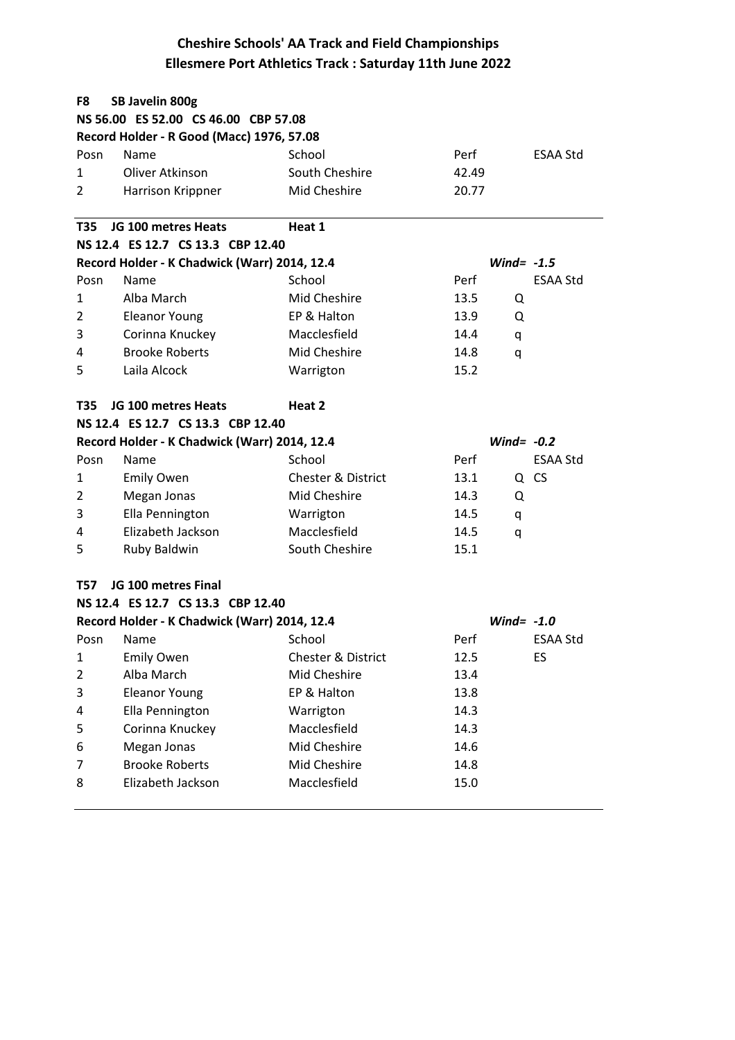# Cheshire Schools' AA Track and Field Championships
## Ellesmere Port Athletics Track : Saturday 11th June 2022

**F8 SB Javelin 800g**

**NS 56.00 ES 52.00 CS 46.00 CBP 57.08**

**Record Holder - R Good (Macc) 1976, 57.08**

| Posn | Name | School | Perf | | ESAA Std |
|---|---|---|---|---|---|
| 1 | Oliver Atkinson | South Cheshire | 42.49 | | |
| 2 | Harrison Krippner | Mid Cheshire | 20.77 | | |

**T35 JG 100 metres Heats** **Heat 1**

**NS 12.4 ES 12.7 CS 13.3 CBP 12.40**

**Record Holder - K Chadwick (Warr) 2014, 12.4** ***Wind= -1.5***

| Posn | Name | School | Perf | | ESAA Std |
|---|---|---|---|---|---|
| 1 | Alba March | Mid Cheshire | 13.5 | Q | |
| 2 | Eleanor Young | EP & Halton | 13.9 | Q | |
| 3 | Corinna Knuckey | Macclesfield | 14.4 | q | |
| 4 | Brooke Roberts | Mid Cheshire | 14.8 | q | |
| 5 | Laila Alcock | Warrington | 15.2 | | |

**T35 JG 100 metres Heats** **Heat 2**

**NS 12.4 ES 12.7 CS 13.3 CBP 12.40**

**Record Holder - K Chadwick (Warr) 2014, 12.4** ***Wind= -0.2***

| Posn | Name | School | Perf | | ESAA Std |
|---|---|---|---|---|---|
| 1 | Emily Owen | Chester & District | 13.1 | Q | CS |
| 2 | Megan Jonas | Mid Cheshire | 14.3 | Q | |
| 3 | Ella Pennington | Warrington | 14.5 | q | |
| 4 | Elizabeth Jackson | Macclesfield | 14.5 | q | |
| 5 | Ruby Baldwin | South Cheshire | 15.1 | | |

**T57 JG 100 metres Final**

**NS 12.4 ES 12.7 CS 13.3 CBP 12.40**

**Record Holder - K Chadwick (Warr) 2014, 12.4** ***Wind= -1.0***

| Posn | Name | School | Perf | | ESAA Std |
|---|---|---|---|---|---|
| 1 | Emily Owen | Chester & District | 12.5 | | ES |
| 2 | Alba March | Mid Cheshire | 13.4 | | |
| 3 | Eleanor Young | EP & Halton | 13.8 | | |
| 4 | Ella Pennington | Warrington | 14.3 | | |
| 5 | Corinna Knuckey | Macclesfield | 14.3 | | |
| 6 | Megan Jonas | Mid Cheshire | 14.6 | | |
| 7 | Brooke Roberts | Mid Cheshire | 14.8 | | |
| 8 | Elizabeth Jackson | Macclesfield | 15.0 | | |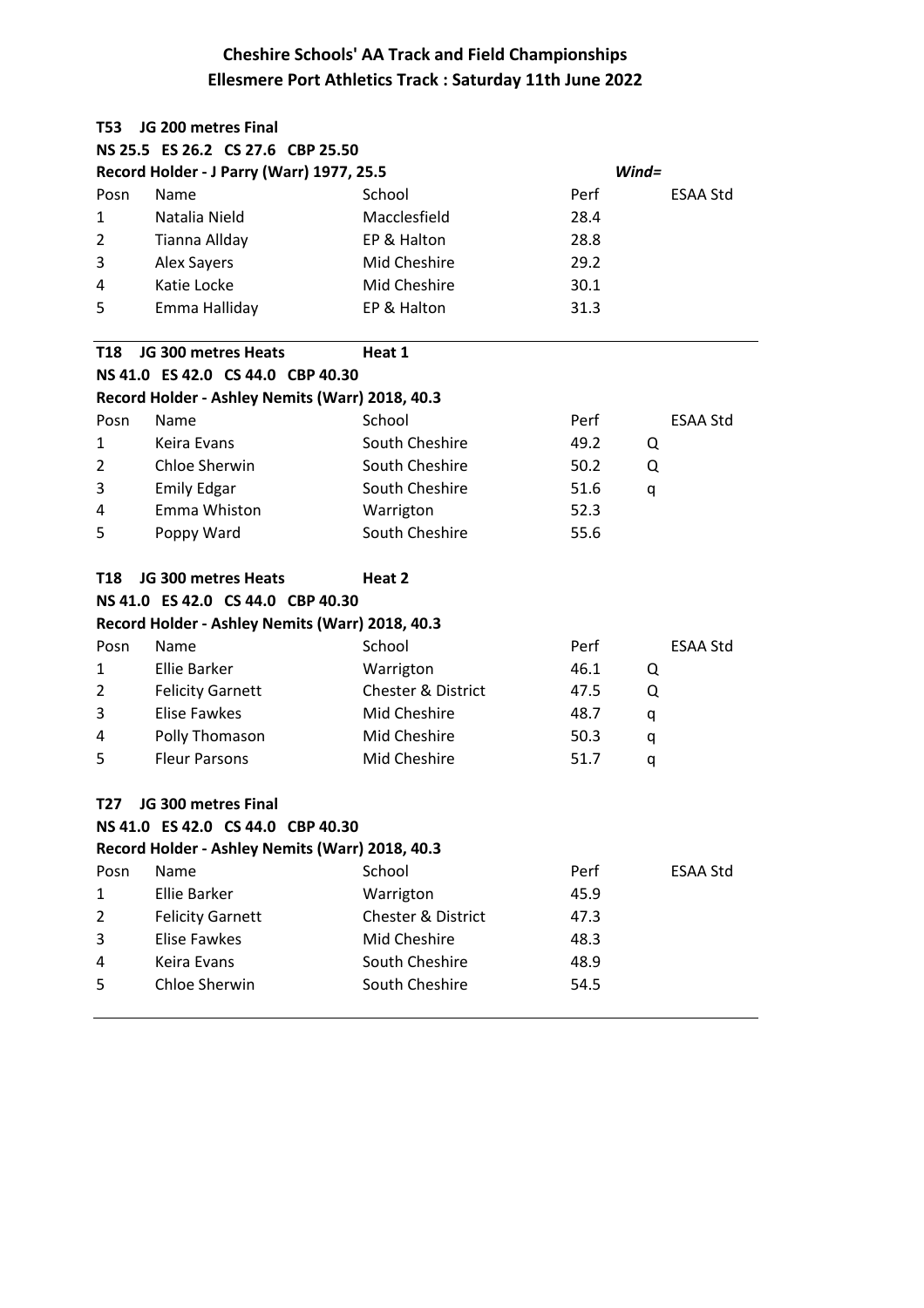# Cheshire Schools' AA Track and Field Championships

## Ellesmere Port Athletics Track : Saturday 11th June 2022

**T53 JG 200 metres Final**

**NS 25.5 ES 26.2 CS 27.6 CBP 25.50**

**Record Holder - J Parry (Warr) 1977, 25.5** *Wind=*

| Posn | Name | School | Perf | | ESAA Std |
|---|---|---|---|---|---|
| 1 | Natalia Nield | Macclesfield | 28.4 | | |
| 2 | Tianna Allday | EP & Halton | 28.8 | | |
| 3 | Alex Sayers | Mid Cheshire | 29.2 | | |
| 4 | Katie Locke | Mid Cheshire | 30.1 | | |
| 5 | Emma Halliday | EP & Halton | 31.3 | | |

**T18 JG 300 metres Heats** **Heat 1**

**NS 41.0 ES 42.0 CS 44.0 CBP 40.30**

**Record Holder - Ashley Nemits (Warr) 2018, 40.3**

| Posn | Name | School | Perf | | ESAA Std |
|---|---|---|---|---|---|
| 1 | Keira Evans | South Cheshire | 49.2 | Q | |
| 2 | Chloe Sherwin | South Cheshire | 50.2 | Q | |
| 3 | Emily Edgar | South Cheshire | 51.6 | q | |
| 4 | Emma Whiston | Warrigton | 52.3 | | |
| 5 | Poppy Ward | South Cheshire | 55.6 | | |

**T18 JG 300 metres Heats** **Heat 2**

**NS 41.0 ES 42.0 CS 44.0 CBP 40.30**

**Record Holder - Ashley Nemits (Warr) 2018, 40.3**

| Posn | Name | School | Perf | | ESAA Std |
|---|---|---|---|---|---|
| 1 | Ellie Barker | Warrigton | 46.1 | Q | |
| 2 | Felicity Garnett | Chester & District | 47.5 | Q | |
| 3 | Elise Fawkes | Mid Cheshire | 48.7 | q | |
| 4 | Polly Thomason | Mid Cheshire | 50.3 | q | |
| 5 | Fleur Parsons | Mid Cheshire | 51.7 | q | |

**T27 JG 300 metres Final**

**NS 41.0 ES 42.0 CS 44.0 CBP 40.30**

**Record Holder - Ashley Nemits (Warr) 2018, 40.3**

| Posn | Name | School | Perf | | ESAA Std |
|---|---|---|---|---|---|
| 1 | Ellie Barker | Warrigton | 45.9 | | |
| 2 | Felicity Garnett | Chester & District | 47.3 | | |
| 3 | Elise Fawkes | Mid Cheshire | 48.3 | | |
| 4 | Keira Evans | South Cheshire | 48.9 | | |
| 5 | Chloe Sherwin | South Cheshire | 54.5 | | |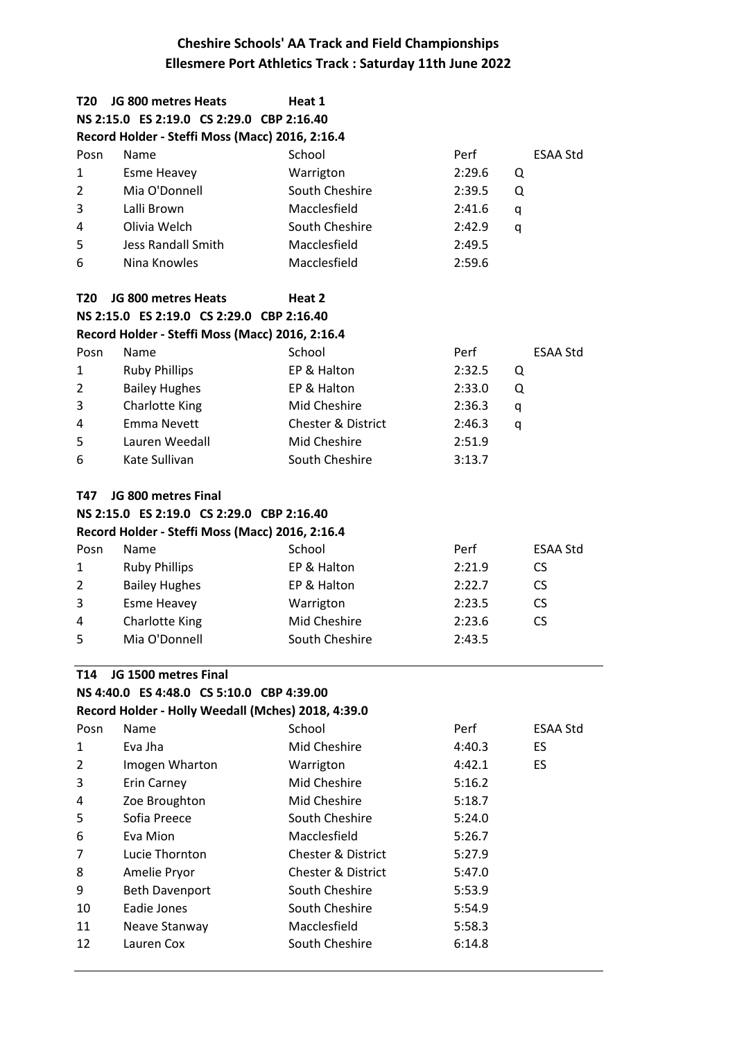## Cheshire Schools' AA Track and Field Championships
## Ellesmere Port Athletics Track : Saturday 11th June 2022

**T20 JG 800 metres Heats — Heat 1**
**NS 2:15.0 ES 2:19.0 CS 2:29.0 CBP 2:16.40**
**Record Holder - Steffi Moss (Macc) 2016, 2:16.4**

| Posn | Name | School | Perf | | ESAA Std |
|---|---|---|---|---|---|
| 1 | Esme Heavey | Warrigton | 2:29.6 | Q | |
| 2 | Mia O'Donnell | South Cheshire | 2:39.5 | Q | |
| 3 | Lalli Brown | Macclesfield | 2:41.6 | q | |
| 4 | Olivia Welch | South Cheshire | 2:42.9 | q | |
| 5 | Jess Randall Smith | Macclesfield | 2:49.5 | | |
| 6 | Nina Knowles | Macclesfield | 2:59.6 | | |

**T20 JG 800 metres Heats — Heat 2**
**NS 2:15.0 ES 2:19.0 CS 2:29.0 CBP 2:16.40**
**Record Holder - Steffi Moss (Macc) 2016, 2:16.4**

| Posn | Name | School | Perf | | ESAA Std |
|---|---|---|---|---|---|
| 1 | Ruby Phillips | EP & Halton | 2:32.5 | Q | |
| 2 | Bailey Hughes | EP & Halton | 2:33.0 | Q | |
| 3 | Charlotte King | Mid Cheshire | 2:36.3 | q | |
| 4 | Emma Nevett | Chester & District | 2:46.3 | q | |
| 5 | Lauren Weedall | Mid Cheshire | 2:51.9 | | |
| 6 | Kate Sullivan | South Cheshire | 3:13.7 | | |

**T47 JG 800 metres Final**
**NS 2:15.0 ES 2:19.0 CS 2:29.0 CBP 2:16.40**
**Record Holder - Steffi Moss (Macc) 2016, 2:16.4**

| Posn | Name | School | Perf | ESAA Std |
|---|---|---|---|---|
| 1 | Ruby Phillips | EP & Halton | 2:21.9 | CS |
| 2 | Bailey Hughes | EP & Halton | 2:22.7 | CS |
| 3 | Esme Heavey | Warrigton | 2:23.5 | CS |
| 4 | Charlotte King | Mid Cheshire | 2:23.6 | CS |
| 5 | Mia O'Donnell | South Cheshire | 2:43.5 | |

**T14 JG 1500 metres Final**
**NS 4:40.0 ES 4:48.0 CS 5:10.0 CBP 4:39.00**
**Record Holder - Holly Weedall (Mches) 2018, 4:39.0**

| Posn | Name | School | Perf | ESAA Std |
|---|---|---|---|---|
| 1 | Eva Jha | Mid Cheshire | 4:40.3 | ES |
| 2 | Imogen Wharton | Warrigton | 4:42.1 | ES |
| 3 | Erin Carney | Mid Cheshire | 5:16.2 | |
| 4 | Zoe Broughton | Mid Cheshire | 5:18.7 | |
| 5 | Sofia Preece | South Cheshire | 5:24.0 | |
| 6 | Eva Mion | Macclesfield | 5:26.7 | |
| 7 | Lucie Thornton | Chester & District | 5:27.9 | |
| 8 | Amelie Pryor | Chester & District | 5:47.0 | |
| 9 | Beth Davenport | South Cheshire | 5:53.9 | |
| 10 | Eadie Jones | South Cheshire | 5:54.9 | |
| 11 | Neave Stanway | Macclesfield | 5:58.3 | |
| 12 | Lauren Cox | South Cheshire | 6:14.8 | |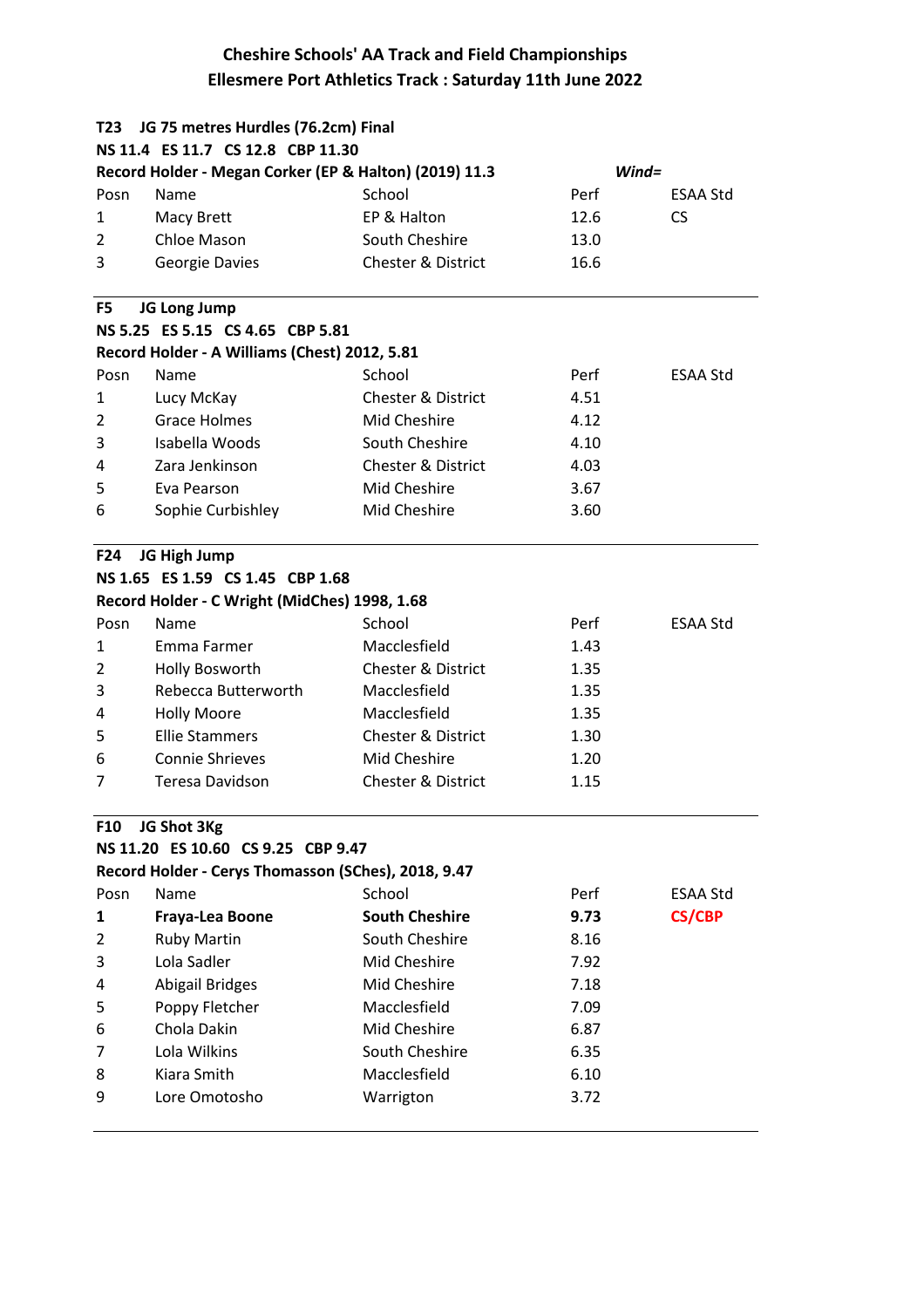# Cheshire Schools' AA Track and Field Championships

## Ellesmere Port Athletics Track : Saturday 11th June 2022

**T23 JG 75 metres Hurdles (76.2cm) Final**

**NS 11.4 ES 11.7 CS 12.8 CBP 11.30**

**Record Holder - Megan Corker (EP & Halton) (2019) 11.3** ***Wind=***

| Posn | Name | School | Perf | ESAA Std |
|---|---|---|---|---|
| 1 | Macy Brett | EP & Halton | 12.6 | CS |
| 2 | Chloe Mason | South Cheshire | 13.0 | |
| 3 | Georgie Davies | Chester & District | 16.6 | |

**F5 JG Long Jump**

**NS 5.25 ES 5.15 CS 4.65 CBP 5.81**

**Record Holder - A Williams (Chest) 2012, 5.81**

| Posn | Name | School | Perf | ESAA Std |
|---|---|---|---|---|
| 1 | Lucy McKay | Chester & District | 4.51 | |
| 2 | Grace Holmes | Mid Cheshire | 4.12 | |
| 3 | Isabella Woods | South Cheshire | 4.10 | |
| 4 | Zara Jenkinson | Chester & District | 4.03 | |
| 5 | Eva Pearson | Mid Cheshire | 3.67 | |
| 6 | Sophie Curbishley | Mid Cheshire | 3.60 | |

**F24 JG High Jump**

**NS 1.65 ES 1.59 CS 1.45 CBP 1.68**

**Record Holder - C Wright (MidChes) 1998, 1.68**

| Posn | Name | School | Perf | ESAA Std |
|---|---|---|---|---|
| 1 | Emma Farmer | Macclesfield | 1.43 | |
| 2 | Holly Bosworth | Chester & District | 1.35 | |
| 3 | Rebecca Butterworth | Macclesfield | 1.35 | |
| 4 | Holly Moore | Macclesfield | 1.35 | |
| 5 | Ellie Stammers | Chester & District | 1.30 | |
| 6 | Connie Shrieves | Mid Cheshire | 1.20 | |
| 7 | Teresa Davidson | Chester & District | 1.15 | |

**F10 JG Shot 3Kg**

**NS 11.20 ES 10.60 CS 9.25 CBP 9.47**

**Record Holder - Cerys Thomasson (SChes), 2018, 9.47**

| Posn | Name | School | Perf | ESAA Std |
|---|---|---|---|---|
| **1** | **Fraya-Lea Boone** | **South Cheshire** | **9.73** | **CS/CBP** |
| 2 | Ruby Martin | South Cheshire | 8.16 | |
| 3 | Lola Sadler | Mid Cheshire | 7.92 | |
| 4 | Abigail Bridges | Mid Cheshire | 7.18 | |
| 5 | Poppy Fletcher | Macclesfield | 7.09 | |
| 6 | Chola Dakin | Mid Cheshire | 6.87 | |
| 7 | Lola Wilkins | South Cheshire | 6.35 | |
| 8 | Kiara Smith | Macclesfield | 6.10 | |
| 9 | Lore Omotosho | Warrigton | 3.72 | |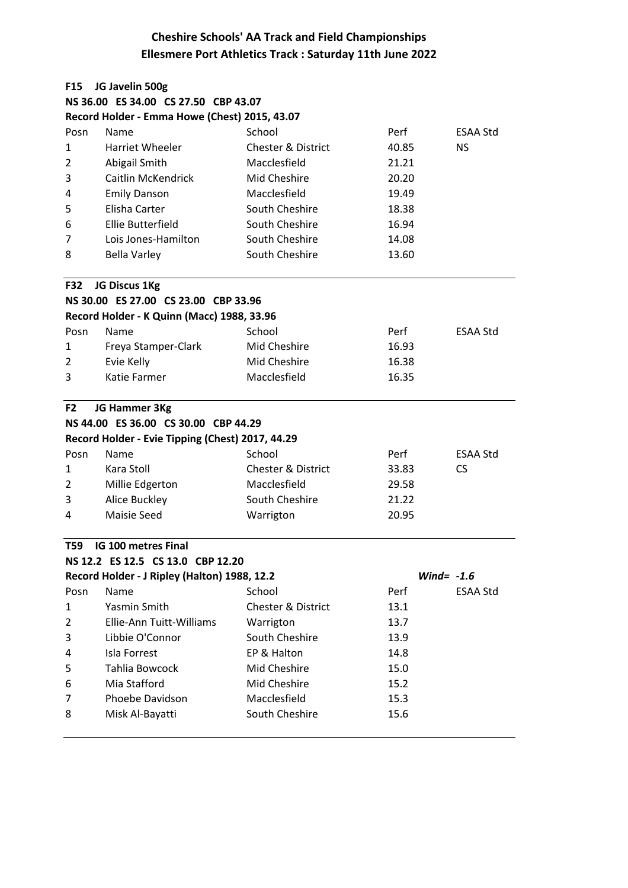# Cheshire Schools' AA Track and Field Championships

## Ellesmere Port Athletics Track : Saturday 11th June 2022

**F15 JG Javelin 500g**

**NS 36.00 ES 34.00 CS 27.50 CBP 43.07**

**Record Holder - Emma Howe (Chest) 2015, 43.07**

| Posn | Name | School | Perf | ESAA Std |
|---|---|---|---|---|
| 1 | Harriet Wheeler | Chester & District | 40.85 | NS |
| 2 | Abigail Smith | Macclesfield | 21.21 | |
| 3 | Caitlin McKendrick | Mid Cheshire | 20.20 | |
| 4 | Emily Danson | Macclesfield | 19.49 | |
| 5 | Elisha Carter | South Cheshire | 18.38 | |
| 6 | Ellie Butterfield | South Cheshire | 16.94 | |
| 7 | Lois Jones-Hamilton | South Cheshire | 14.08 | |
| 8 | Bella Varley | South Cheshire | 13.60 | |

**F32 JG Discus 1Kg**

**NS 30.00 ES 27.00 CS 23.00 CBP 33.96**

**Record Holder - K Quinn (Macc) 1988, 33.96**

| Posn | Name | School | Perf | ESAA Std |
|---|---|---|---|---|
| 1 | Freya Stamper-Clark | Mid Cheshire | 16.93 | |
| 2 | Evie Kelly | Mid Cheshire | 16.38 | |
| 3 | Katie Farmer | Macclesfield | 16.35 | |

**F2 JG Hammer 3Kg**

**NS 44.00 ES 36.00 CS 30.00 CBP 44.29**

**Record Holder - Evie Tipping (Chest) 2017, 44.29**

| Posn | Name | School | Perf | ESAA Std |
|---|---|---|---|---|
| 1 | Kara Stoll | Chester & District | 33.83 | CS |
| 2 | Millie Edgerton | Macclesfield | 29.58 | |
| 3 | Alice Buckley | South Cheshire | 21.22 | |
| 4 | Maisie Seed | Warrigton | 20.95 | |

**T59 IG 100 metres Final**

**NS 12.2 ES 12.5 CS 13.0 CBP 12.20**

**Record Holder - J Ripley (Halton) 1988, 12.2** *Wind= -1.6*

| Posn | Name | School | Perf | ESAA Std |
|---|---|---|---|---|
| 1 | Yasmin Smith | Chester & District | 13.1 | |
| 2 | Ellie-Ann Tuitt-Williams | Warrigton | 13.7 | |
| 3 | Libbie O'Connor | South Cheshire | 13.9 | |
| 4 | Isla Forrest | EP & Halton | 14.8 | |
| 5 | Tahlia Bowcock | Mid Cheshire | 15.0 | |
| 6 | Mia Stafford | Mid Cheshire | 15.2 | |
| 7 | Phoebe Davidson | Macclesfield | 15.3 | |
| 8 | Misk Al-Bayatti | South Cheshire | 15.6 | |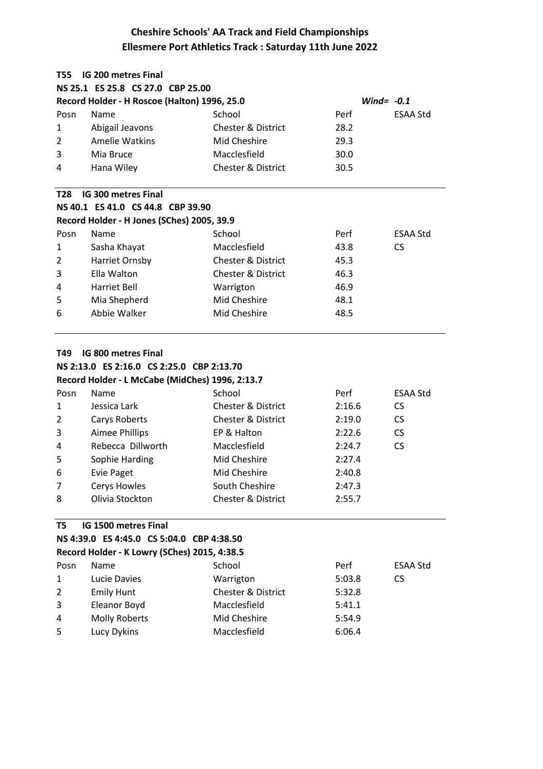# Cheshire Schools' AA Track and Field Championships

## Ellesmere Port Athletics Track : Saturday 11th June 2022

### T55 IG 200 metres Final

**NS 25.1 ES 25.8 CS 27.0 CBP 25.00**

**Record Holder - H Roscoe (Halton) 1996, 25.0** *Wind= -0.1*

| Posn | Name | School | Perf | ESAA Std |
|---|---|---|---|---|
| 1 | Abigail Jeavons | Chester & District | 28.2 | |
| 2 | Amelie Watkins | Mid Cheshire | 29.3 | |
| 3 | Mia Bruce | Macclesfield | 30.0 | |
| 4 | Hana Wiley | Chester & District | 30.5 | |

### T28 IG 300 metres Final

**NS 40.1 ES 41.0 CS 44.8 CBP 39.90**

**Record Holder - H Jones (SChes) 2005, 39.9**

| Posn | Name | School | Perf | ESAA Std |
|---|---|---|---|---|
| 1 | Sasha Khayat | Macclesfield | 43.8 | CS |
| 2 | Harriet Ornsby | Chester & District | 45.3 | |
| 3 | Ella Walton | Chester & District | 46.3 | |
| 4 | Harriet Bell | Warrigton | 46.9 | |
| 5 | Mia Shepherd | Mid Cheshire | 48.1 | |
| 6 | Abbie Walker | Mid Cheshire | 48.5 | |

### T49 IG 800 metres Final

**NS 2:13.0 ES 2:16.0 CS 2:25.0 CBP 2:13.70**

**Record Holder - L McCabe (MidChes) 1996, 2:13.7**

| Posn | Name | School | Perf | ESAA Std |
|---|---|---|---|---|
| 1 | Jessica Lark | Chester & District | 2:16.6 | CS |
| 2 | Carys Roberts | Chester & District | 2:19.0 | CS |
| 3 | Aimee Phillips | EP & Halton | 2:22.6 | CS |
| 4 | Rebecca Dillworth | Macclesfield | 2:24.7 | CS |
| 5 | Sophie Harding | Mid Cheshire | 2:27.4 | |
| 6 | Evie Paget | Mid Cheshire | 2:40.8 | |
| 7 | Cerys Howles | South Cheshire | 2:47.3 | |
| 8 | Olivia Stockton | Chester & District | 2:55.7 | |

### T5 IG 1500 metres Final

**NS 4:39.0 ES 4:45.0 CS 5:04.0 CBP 4:38.50**

**Record Holder - K Lowry (SChes) 2015, 4:38.5**

| Posn | Name | School | Perf | ESAA Std |
|---|---|---|---|---|
| 1 | Lucie Davies | Warrigton | 5:03.8 | CS |
| 2 | Emily Hunt | Chester & District | 5:32.8 | |
| 3 | Eleanor Boyd | Macclesfield | 5:41.1 | |
| 4 | Molly Roberts | Mid Cheshire | 5:54.9 | |
| 5 | Lucy Dykins | Macclesfield | 6:06.4 | |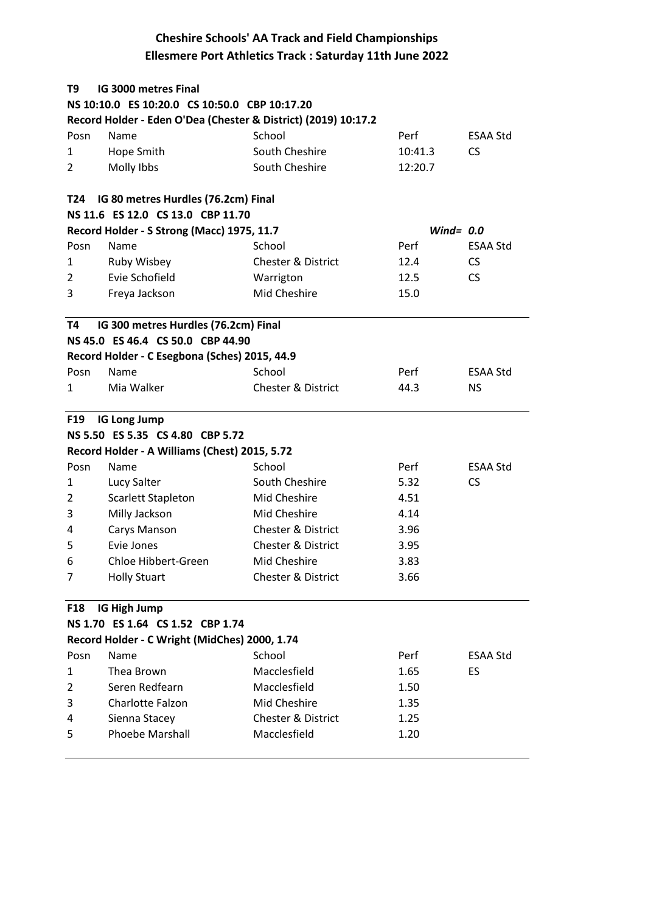# Cheshire Schools' AA Track and Field Championships
## Ellesmere Port Athletics Track : Saturday 11th June 2022

### T9 IG 3000 metres Final

**NS 10:10.0 ES 10:20.0 CS 10:50.0 CBP 10:17.20**

**Record Holder - Eden O'Dea (Chester & District) (2019) 10:17.2**

| Posn | Name | School | Perf | ESAA Std |
|---|---|---|---|---|
| 1 | Hope Smith | South Cheshire | 10:41.3 | CS |
| 2 | Molly Ibbs | South Cheshire | 12:20.7 | |

### T24 IG 80 metres Hurdles (76.2cm) Final

**NS 11.6 ES 12.0 CS 13.0 CBP 11.70**

**Record Holder - S Strong (Macc) 1975, 11.7** *Wind= 0.0*

| Posn | Name | School | Perf | ESAA Std |
|---|---|---|---|---|
| 1 | Ruby Wisbey | Chester & District | 12.4 | CS |
| 2 | Evie Schofield | Warrigton | 12.5 | CS |
| 3 | Freya Jackson | Mid Cheshire | 15.0 | |

### T4 IG 300 metres Hurdles (76.2cm) Final

**NS 45.0 ES 46.4 CS 50.0 CBP 44.90**

**Record Holder - C Esegbona (Sches) 2015, 44.9**

| Posn | Name | School | Perf | ESAA Std |
|---|---|---|---|---|
| 1 | Mia Walker | Chester & District | 44.3 | NS |

### F19 IG Long Jump

**NS 5.50 ES 5.35 CS 4.80 CBP 5.72**

**Record Holder - A Williams (Chest) 2015, 5.72**

| Posn | Name | School | Perf | ESAA Std |
|---|---|---|---|---|
| 1 | Lucy Salter | South Cheshire | 5.32 | CS |
| 2 | Scarlett Stapleton | Mid Cheshire | 4.51 | |
| 3 | Milly Jackson | Mid Cheshire | 4.14 | |
| 4 | Carys Manson | Chester & District | 3.96 | |
| 5 | Evie Jones | Chester & District | 3.95 | |
| 6 | Chloe Hibbert-Green | Mid Cheshire | 3.83 | |
| 7 | Holly Stuart | Chester & District | 3.66 | |

### F18 IG High Jump

**NS 1.70 ES 1.64 CS 1.52 CBP 1.74**

**Record Holder - C Wright (MidChes) 2000, 1.74**

| Posn | Name | School | Perf | ESAA Std |
|---|---|---|---|---|
| 1 | Thea Brown | Macclesfield | 1.65 | ES |
| 2 | Seren Redfearn | Macclesfield | 1.50 | |
| 3 | Charlotte Falzon | Mid Cheshire | 1.35 | |
| 4 | Sienna Stacey | Chester & District | 1.25 | |
| 5 | Phoebe Marshall | Macclesfield | 1.20 | |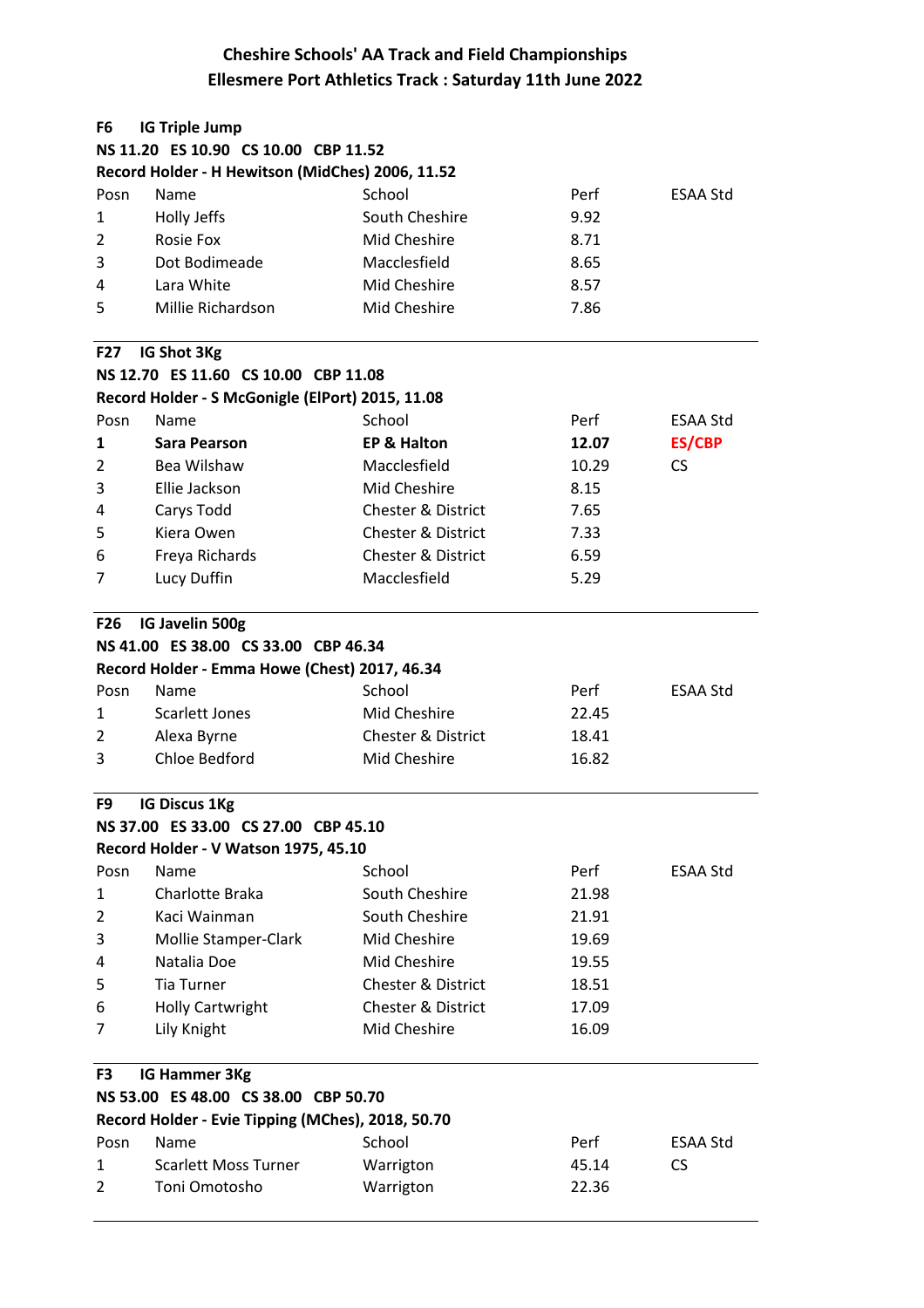# Cheshire Schools' AA Track and Field Championships
## Ellesmere Port Athletics Track : Saturday 11th June 2022

**F6 IG Triple Jump**

**NS 11.20 ES 10.90 CS 10.00 CBP 11.52**

**Record Holder - H Hewitson (MidChes) 2006, 11.52**

| Posn | Name | School | Perf | ESAA Std |
|---|---|---|---|---|
| 1 | Holly Jeffs | South Cheshire | 9.92 | |
| 2 | Rosie Fox | Mid Cheshire | 8.71 | |
| 3 | Dot Bodimeade | Macclesfield | 8.65 | |
| 4 | Lara White | Mid Cheshire | 8.57 | |
| 5 | Millie Richardson | Mid Cheshire | 7.86 | |

**F27 IG Shot 3Kg**

**NS 12.70 ES 11.60 CS 10.00 CBP 11.08**

**Record Holder - S McGonigle (ElPort) 2015, 11.08**

| Posn | Name | School | Perf | ESAA Std |
|---|---|---|---|---|
| **1** | **Sara Pearson** | **EP & Halton** | **12.07** | **ES/CBP** |
| 2 | Bea Wilshaw | Macclesfield | 10.29 | CS |
| 3 | Ellie Jackson | Mid Cheshire | 8.15 | |
| 4 | Carys Todd | Chester & District | 7.65 | |
| 5 | Kiera Owen | Chester & District | 7.33 | |
| 6 | Freya Richards | Chester & District | 6.59 | |
| 7 | Lucy Duffin | Macclesfield | 5.29 | |

**F26 IG Javelin 500g**

**NS 41.00 ES 38.00 CS 33.00 CBP 46.34**

**Record Holder - Emma Howe (Chest) 2017, 46.34**

| Posn | Name | School | Perf | ESAA Std |
|---|---|---|---|---|
| 1 | Scarlett Jones | Mid Cheshire | 22.45 | |
| 2 | Alexa Byrne | Chester & District | 18.41 | |
| 3 | Chloe Bedford | Mid Cheshire | 16.82 | |

**F9 IG Discus 1Kg**

**NS 37.00 ES 33.00 CS 27.00 CBP 45.10**

**Record Holder - V Watson 1975, 45.10**

| Posn | Name | School | Perf | ESAA Std |
|---|---|---|---|---|
| 1 | Charlotte Braka | South Cheshire | 21.98 | |
| 2 | Kaci Wainman | South Cheshire | 21.91 | |
| 3 | Mollie Stamper-Clark | Mid Cheshire | 19.69 | |
| 4 | Natalia Doe | Mid Cheshire | 19.55 | |
| 5 | Tia Turner | Chester & District | 18.51 | |
| 6 | Holly Cartwright | Chester & District | 17.09 | |
| 7 | Lily Knight | Mid Cheshire | 16.09 | |

**F3 IG Hammer 3Kg**

**NS 53.00 ES 48.00 CS 38.00 CBP 50.70**

**Record Holder - Evie Tipping (MChes), 2018, 50.70**

| Posn | Name | School | Perf | ESAA Std |
|---|---|---|---|---|
| 1 | Scarlett Moss Turner | Warrigton | 45.14 | CS |
| 2 | Toni Omotosho | Warrigton | 22.36 | |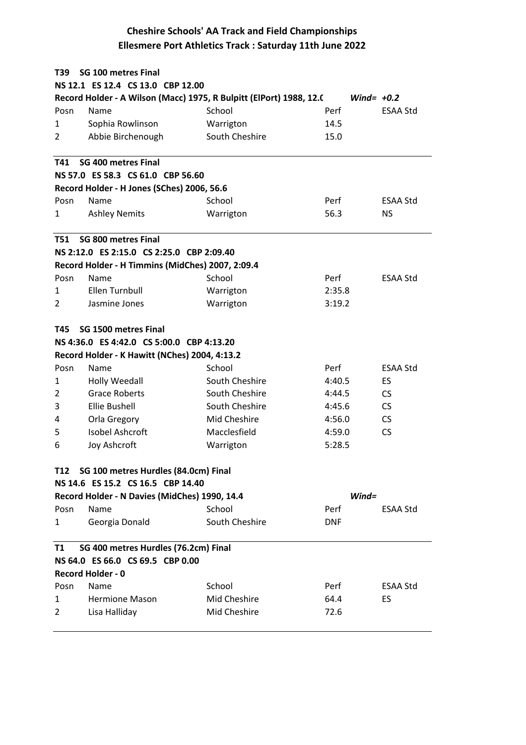# Cheshire Schools' AA Track and Field Championships
## Ellesmere Port Athletics Track : Saturday 11th June 2022

**T39 SG 100 metres Final**

**NS 12.1 ES 12.4 CS 13.0 CBP 12.00**

**Record Holder - A Wilson (Macc) 1975, R Bulpitt (ElPort) 1988, 12.0** *Wind= +0.2*

| Posn | Name | School | Perf | ESAA Std |
|---|---|---|---|---|
| 1 | Sophia Rowlinson | Warrington | 14.5 | |
| 2 | Abbie Birchenough | South Cheshire | 15.0 | |

**T41 SG 400 metres Final**

**NS 57.0 ES 58.3 CS 61.0 CBP 56.60**

**Record Holder - H Jones (SChes) 2006, 56.6**

| Posn | Name | School | Perf | ESAA Std |
|---|---|---|---|---|
| 1 | Ashley Nemits | Warrington | 56.3 | NS |

**T51 SG 800 metres Final**

**NS 2:12.0 ES 2:15.0 CS 2:25.0 CBP 2:09.40**

**Record Holder - H Timmins (MidChes) 2007, 2:09.4**

| Posn | Name | School | Perf | ESAA Std |
|---|---|---|---|---|
| 1 | Ellen Turnbull | Warrington | 2:35.8 | |
| 2 | Jasmine Jones | Warrington | 3:19.2 | |

**T45 SG 1500 metres Final**

**NS 4:36.0 ES 4:42.0 CS 5:00.0 CBP 4:13.20**

**Record Holder - K Hawitt (NChes) 2004, 4:13.2**

| Posn | Name | School | Perf | ESAA Std |
|---|---|---|---|---|
| 1 | Holly Weedall | South Cheshire | 4:40.5 | ES |
| 2 | Grace Roberts | South Cheshire | 4:44.5 | CS |
| 3 | Ellie Bushell | South Cheshire | 4:45.6 | CS |
| 4 | Orla Gregory | Mid Cheshire | 4:56.0 | CS |
| 5 | Isobel Ashcroft | Macclesfield | 4:59.0 | CS |
| 6 | Joy Ashcroft | Warrington | 5:28.5 | |

**T12 SG 100 metres Hurdles (84.0cm) Final**

**NS 14.6 ES 15.2 CS 16.5 CBP 14.40**

**Record Holder - N Davies (MidChes) 1990, 14.4** *Wind=*

| Posn | Name | School | Perf | ESAA Std |
|---|---|---|---|---|
| 1 | Georgia Donald | South Cheshire | DNF | |

**T1 SG 400 metres Hurdles (76.2cm) Final**

**NS 64.0 ES 66.0 CS 69.5 CBP 0.00**

**Record Holder - 0**

| Posn | Name | School | Perf | ESAA Std |
|---|---|---|---|---|
| 1 | Hermione Mason | Mid Cheshire | 64.4 | ES |
| 2 | Lisa Halliday | Mid Cheshire | 72.6 | |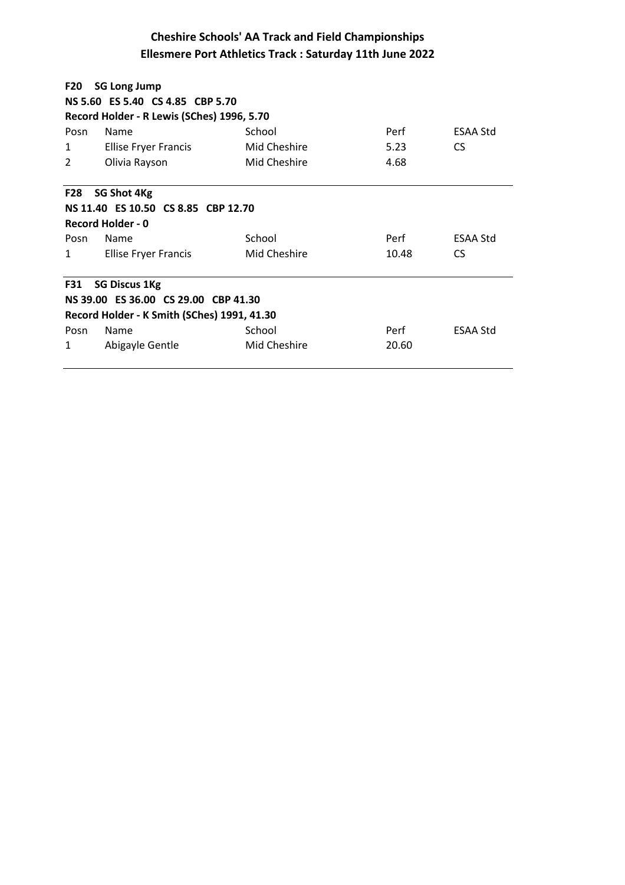## Cheshire Schools' AA Track and Field Championships
## Ellesmere Port Athletics Track : Saturday 11th June 2022

**F20 SG Long Jump**
**NS 5.60 ES 5.40 CS 4.85 CBP 5.70**
**Record Holder - R Lewis (SChes) 1996, 5.70**

| Posn | Name | School | Perf | ESAA Std |
|---|---|---|---|---|
| 1 | Ellise Fryer Francis | Mid Cheshire | 5.23 | CS |
| 2 | Olivia Rayson | Mid Cheshire | 4.68 | |

**F28 SG Shot 4Kg**
**NS 11.40 ES 10.50 CS 8.85 CBP 12.70**
**Record Holder - 0**

| Posn | Name | School | Perf | ESAA Std |
|---|---|---|---|---|
| 1 | Ellise Fryer Francis | Mid Cheshire | 10.48 | CS |

**F31 SG Discus 1Kg**
**NS 39.00 ES 36.00 CS 29.00 CBP 41.30**
**Record Holder - K Smith (SChes) 1991, 41.30**

| Posn | Name | School | Perf | ESAA Std |
|---|---|---|---|---|
| 1 | Abigayle Gentle | Mid Cheshire | 20.60 | |